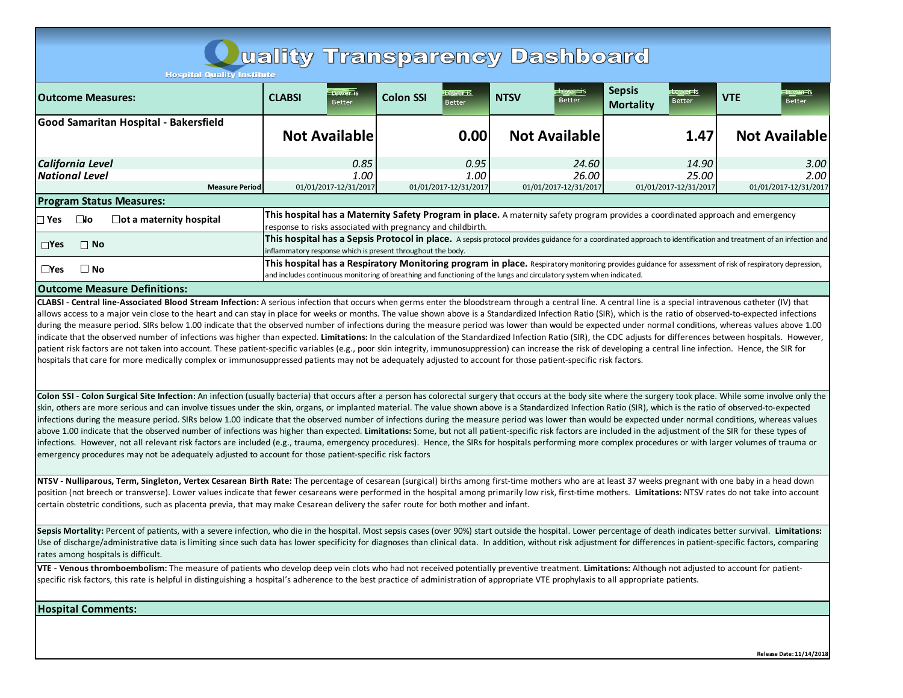# Quality Transparency Dashboard

Hospital Quality Institute

| Outcome Measures: | CLABSI (Lower is Better) | Colon SSI (Lower is Better) | NTSV (Lower is Better) | Sepsis Mortality (Lower is Better) | VTE (Lower is Better) |
|---|---|---|---|---|---|
| **Good Samaritan Hospital - Bakersfield** | **Not Available** | **0.00** | **Not Available** | **1.47** | **Not Available** |
| *California Level* | *0.85* | *0.95* | *24.60* | *14.90* | *3.00* |
| *National Level* | *1.00* | *1.00* | *26.00* | *25.00* | *2.00* |
| **Measure Period** | 01/01/2017-12/31/2017 | 01/01/2017-12/31/2017 | 01/01/2017-12/31/2017 | 01/01/2017-12/31/2017 | 01/01/2017-12/31/2017 |

## Program Status Measures:

| | |
|---|---|
| ☐ Yes ☐ No ☐ Not a maternity hospital | **This hospital has a Maternity Safety Program in place.** A maternity safety program provides a coordinated approach and emergency response to risks associated with pregnancy and childbirth. |
| ☐ Yes ☐ No | **This hospital has a Sepsis Protocol in place.** A sepsis protocol provides guidance for a coordinated approach to identification and treatment of an infection and inflammatory response which is present throughout the body. |
| ☐ Yes ☐ No | **This hospital has a Respiratory Monitoring program in place.** Respiratory monitoring provides guidance for assessment of risk of respiratory depression, and includes continuous monitoring of breathing and functioning of the lungs and circulatory system when indicated. |

## Outcome Measure Definitions:

**CLABSI - Central line-Associated Blood Stream Infection:** A serious infection that occurs when germs enter the bloodstream through a central line. A central line is a special intravenous catheter (IV) that allows access to a major vein close to the heart and can stay in place for weeks or months. The value shown above is a Standardized Infection Ratio (SIR), which is the ratio of observed-to-expected infections during the measure period. SIRs below 1.00 indicate that the observed number of infections during the measure period was lower than would be expected under normal conditions, whereas values above 1.00 indicate that the observed number of infections was higher than expected. **Limitations:** In the calculation of the Standardized Infection Ratio (SIR), the CDC adjusts for differences between hospitals. However, patient risk factors are not taken into account. These patient-specific variables (e.g., poor skin integrity, immunosuppression) can increase the risk of developing a central line infection. Hence, the SIR for hospitals that care for more medically complex or immunosuppressed patients may not be adequately adjusted to account for those patient-specific risk factors.

**Colon SSI - Colon Surgical Site Infection:** An infection (usually bacteria) that occurs after a person has colorectal surgery that occurs at the body site where the surgery took place. While some involve only the skin, others are more serious and can involve tissues under the skin, organs, or implanted material. The value shown above is a Standardized Infection Ratio (SIR), which is the ratio of observed-to-expected infections during the measure period. SIRs below 1.00 indicate that the observed number of infections during the measure period was lower than would be expected under normal conditions, whereas values above 1.00 indicate that the observed number of infections was higher than expected. **Limitations:** Some, but not all patient-specific risk factors are included in the adjustment of the SIR for these types of infections. However, not all relevant risk factors are included (e.g., trauma, emergency procedures). Hence, the SIRs for hospitals performing more complex procedures or with larger volumes of trauma or emergency procedures may not be adequately adjusted to account for those patient-specific risk factors

**NTSV - Nulliparous, Term, Singleton, Vertex Cesarean Birth Rate:** The percentage of cesarean (surgical) births among first-time mothers who are at least 37 weeks pregnant with one baby in a head down position (not breech or transverse). Lower values indicate that fewer cesareans were performed in the hospital among primarily low risk, first-time mothers. **Limitations:** NTSV rates do not take into account certain obstetric conditions, such as placenta previa, that may make Cesarean delivery the safer route for both mother and infant.

**Sepsis Mortality:** Percent of patients, with a severe infection, who die in the hospital. Most sepsis cases (over 90%) start outside the hospital. Lower percentage of death indicates better survival. **Limitations:** Use of discharge/administrative data is limiting since such data has lower specificity for diagnoses than clinical data. In addition, without risk adjustment for differences in patient-specific factors, comparing rates among hospitals is difficult.

**VTE - Venous thromboembolism:** The measure of patients who develop deep vein clots who had not received potentially preventive treatment. **Limitations:** Although not adjusted to account for patient-specific risk factors, this rate is helpful in distinguishing a hospital's adherence to the best practice of administration of appropriate VTE prophylaxis to all appropriate patients.

## Hospital Comments:

Release Date: 11/14/2018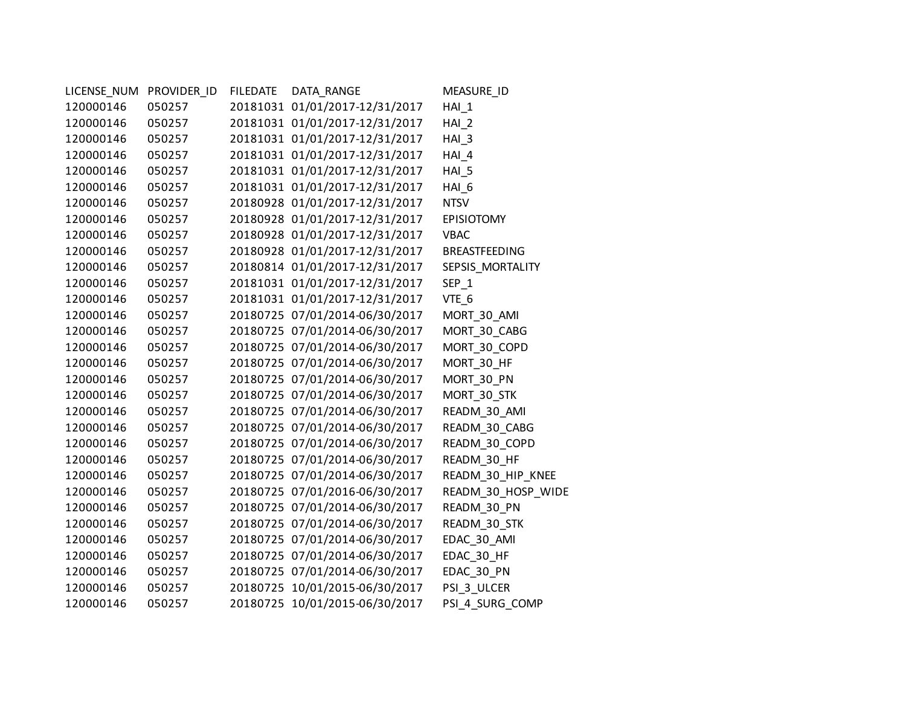| LICENSE_NUM | PROVIDER_ID | FILEDATE | DATA_RANGE | MEASURE_ID |
|---|---|---|---|---|
| 120000146 | 050257 | 20181031 | 01/01/2017-12/31/2017 | HAI_1 |
| 120000146 | 050257 | 20181031 | 01/01/2017-12/31/2017 | HAI_2 |
| 120000146 | 050257 | 20181031 | 01/01/2017-12/31/2017 | HAI_3 |
| 120000146 | 050257 | 20181031 | 01/01/2017-12/31/2017 | HAI_4 |
| 120000146 | 050257 | 20181031 | 01/01/2017-12/31/2017 | HAI_5 |
| 120000146 | 050257 | 20181031 | 01/01/2017-12/31/2017 | HAI_6 |
| 120000146 | 050257 | 20180928 | 01/01/2017-12/31/2017 | NTSV |
| 120000146 | 050257 | 20180928 | 01/01/2017-12/31/2017 | EPISIOTOMY |
| 120000146 | 050257 | 20180928 | 01/01/2017-12/31/2017 | VBAC |
| 120000146 | 050257 | 20180928 | 01/01/2017-12/31/2017 | BREASTFEEDING |
| 120000146 | 050257 | 20180814 | 01/01/2017-12/31/2017 | SEPSIS_MORTALITY |
| 120000146 | 050257 | 20181031 | 01/01/2017-12/31/2017 | SEP_1 |
| 120000146 | 050257 | 20181031 | 01/01/2017-12/31/2017 | VTE_6 |
| 120000146 | 050257 | 20180725 | 07/01/2014-06/30/2017 | MORT_30_AMI |
| 120000146 | 050257 | 20180725 | 07/01/2014-06/30/2017 | MORT_30_CABG |
| 120000146 | 050257 | 20180725 | 07/01/2014-06/30/2017 | MORT_30_COPD |
| 120000146 | 050257 | 20180725 | 07/01/2014-06/30/2017 | MORT_30_HF |
| 120000146 | 050257 | 20180725 | 07/01/2014-06/30/2017 | MORT_30_PN |
| 120000146 | 050257 | 20180725 | 07/01/2014-06/30/2017 | MORT_30_STK |
| 120000146 | 050257 | 20180725 | 07/01/2014-06/30/2017 | READM_30_AMI |
| 120000146 | 050257 | 20180725 | 07/01/2014-06/30/2017 | READM_30_CABG |
| 120000146 | 050257 | 20180725 | 07/01/2014-06/30/2017 | READM_30_COPD |
| 120000146 | 050257 | 20180725 | 07/01/2014-06/30/2017 | READM_30_HF |
| 120000146 | 050257 | 20180725 | 07/01/2014-06/30/2017 | READM_30_HIP_KNEE |
| 120000146 | 050257 | 20180725 | 07/01/2016-06/30/2017 | READM_30_HOSP_WIDE |
| 120000146 | 050257 | 20180725 | 07/01/2014-06/30/2017 | READM_30_PN |
| 120000146 | 050257 | 20180725 | 07/01/2014-06/30/2017 | READM_30_STK |
| 120000146 | 050257 | 20180725 | 07/01/2014-06/30/2017 | EDAC_30_AMI |
| 120000146 | 050257 | 20180725 | 07/01/2014-06/30/2017 | EDAC_30_HF |
| 120000146 | 050257 | 20180725 | 07/01/2014-06/30/2017 | EDAC_30_PN |
| 120000146 | 050257 | 20180725 | 10/01/2015-06/30/2017 | PSI_3_ULCER |
| 120000146 | 050257 | 20180725 | 10/01/2015-06/30/2017 | PSI_4_SURG_COMP |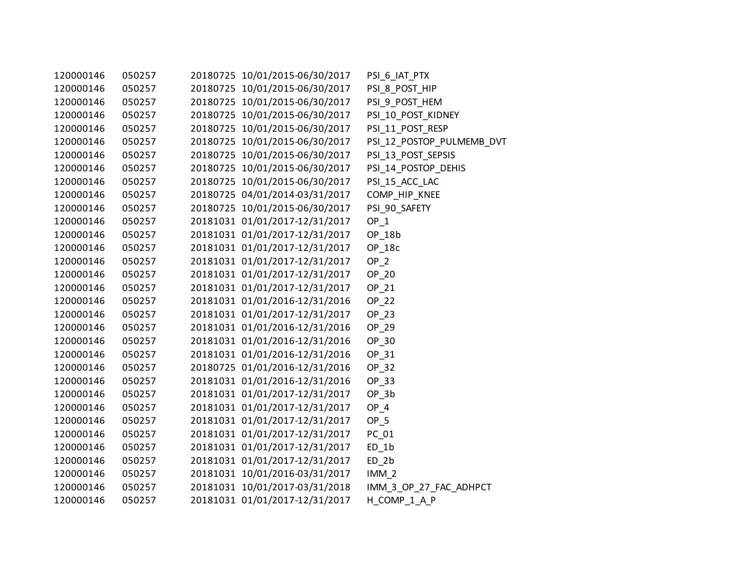| | | | | |
|---|---|---|---|---|
| 120000146 | 050257 | 20180725 | 10/01/2015-06/30/2017 | PSI_6_IAT_PTX |
| 120000146 | 050257 | 20180725 | 10/01/2015-06/30/2017 | PSI_8_POST_HIP |
| 120000146 | 050257 | 20180725 | 10/01/2015-06/30/2017 | PSI_9_POST_HEM |
| 120000146 | 050257 | 20180725 | 10/01/2015-06/30/2017 | PSI_10_POST_KIDNEY |
| 120000146 | 050257 | 20180725 | 10/01/2015-06/30/2017 | PSI_11_POST_RESP |
| 120000146 | 050257 | 20180725 | 10/01/2015-06/30/2017 | PSI_12_POSTOP_PULMEMB_DVT |
| 120000146 | 050257 | 20180725 | 10/01/2015-06/30/2017 | PSI_13_POST_SEPSIS |
| 120000146 | 050257 | 20180725 | 10/01/2015-06/30/2017 | PSI_14_POSTOP_DEHIS |
| 120000146 | 050257 | 20180725 | 10/01/2015-06/30/2017 | PSI_15_ACC_LAC |
| 120000146 | 050257 | 20180725 | 04/01/2014-03/31/2017 | COMP_HIP_KNEE |
| 120000146 | 050257 | 20180725 | 10/01/2015-06/30/2017 | PSI_90_SAFETY |
| 120000146 | 050257 | 20181031 | 01/01/2017-12/31/2017 | OP_1 |
| 120000146 | 050257 | 20181031 | 01/01/2017-12/31/2017 | OP_18b |
| 120000146 | 050257 | 20181031 | 01/01/2017-12/31/2017 | OP_18c |
| 120000146 | 050257 | 20181031 | 01/01/2017-12/31/2017 | OP_2 |
| 120000146 | 050257 | 20181031 | 01/01/2017-12/31/2017 | OP_20 |
| 120000146 | 050257 | 20181031 | 01/01/2017-12/31/2017 | OP_21 |
| 120000146 | 050257 | 20181031 | 01/01/2016-12/31/2016 | OP_22 |
| 120000146 | 050257 | 20181031 | 01/01/2017-12/31/2017 | OP_23 |
| 120000146 | 050257 | 20181031 | 01/01/2016-12/31/2016 | OP_29 |
| 120000146 | 050257 | 20181031 | 01/01/2016-12/31/2016 | OP_30 |
| 120000146 | 050257 | 20181031 | 01/01/2016-12/31/2016 | OP_31 |
| 120000146 | 050257 | 20180725 | 01/01/2016-12/31/2016 | OP_32 |
| 120000146 | 050257 | 20181031 | 01/01/2016-12/31/2016 | OP_33 |
| 120000146 | 050257 | 20181031 | 01/01/2017-12/31/2017 | OP_3b |
| 120000146 | 050257 | 20181031 | 01/01/2017-12/31/2017 | OP_4 |
| 120000146 | 050257 | 20181031 | 01/01/2017-12/31/2017 | OP_5 |
| 120000146 | 050257 | 20181031 | 01/01/2017-12/31/2017 | PC_01 |
| 120000146 | 050257 | 20181031 | 01/01/2017-12/31/2017 | ED_1b |
| 120000146 | 050257 | 20181031 | 01/01/2017-12/31/2017 | ED_2b |
| 120000146 | 050257 | 20181031 | 10/01/2016-03/31/2017 | IMM_2 |
| 120000146 | 050257 | 20181031 | 10/01/2017-03/31/2018 | IMM_3_OP_27_FAC_ADHPCT |
| 120000146 | 050257 | 20181031 | 01/01/2017-12/31/2017 | H_COMP_1_A_P |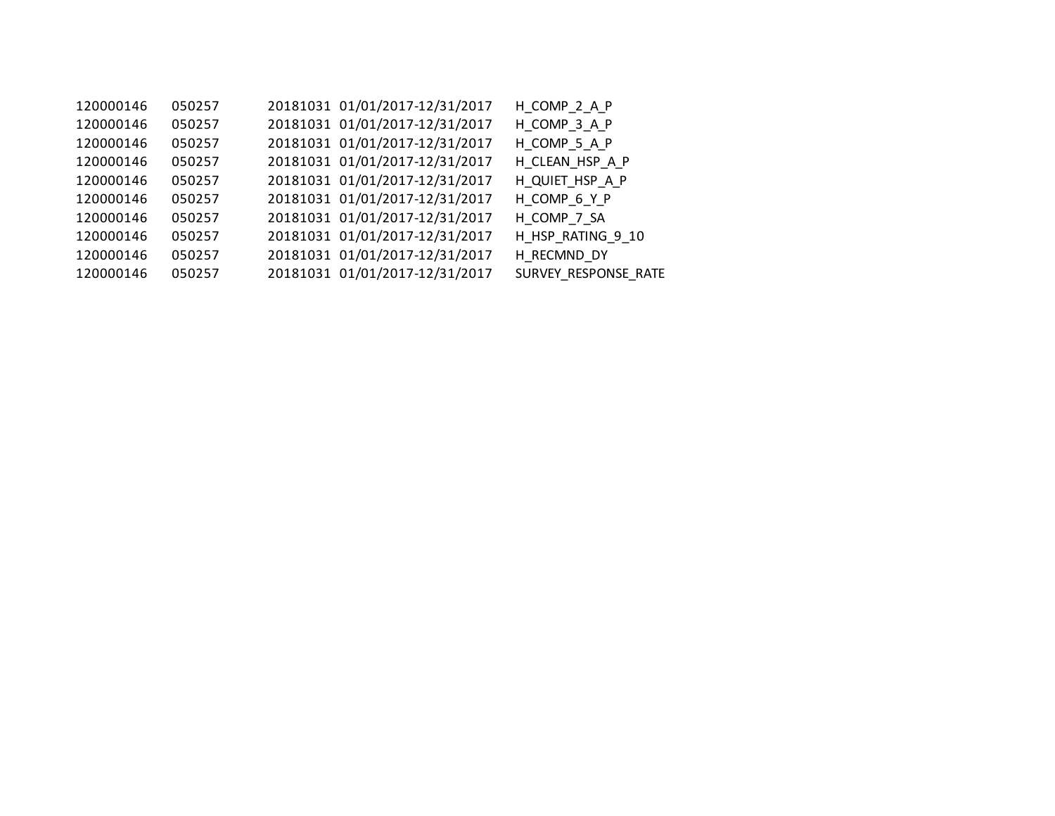| | | | | |
|---|---|---|---|---|
| 120000146 | 050257 | 20181031 | 01/01/2017-12/31/2017 | H_COMP_2_A_P |
| 120000146 | 050257 | 20181031 | 01/01/2017-12/31/2017 | H_COMP_3_A_P |
| 120000146 | 050257 | 20181031 | 01/01/2017-12/31/2017 | H_COMP_5_A_P |
| 120000146 | 050257 | 20181031 | 01/01/2017-12/31/2017 | H_CLEAN_HSP_A_P |
| 120000146 | 050257 | 20181031 | 01/01/2017-12/31/2017 | H_QUIET_HSP_A_P |
| 120000146 | 050257 | 20181031 | 01/01/2017-12/31/2017 | H_COMP_6_Y_P |
| 120000146 | 050257 | 20181031 | 01/01/2017-12/31/2017 | H_COMP_7_SA |
| 120000146 | 050257 | 20181031 | 01/01/2017-12/31/2017 | H_HSP_RATING_9_10 |
| 120000146 | 050257 | 20181031 | 01/01/2017-12/31/2017 | H_RECMND_DY |
| 120000146 | 050257 | 20181031 | 01/01/2017-12/31/2017 | SURVEY_RESPONSE_RATE |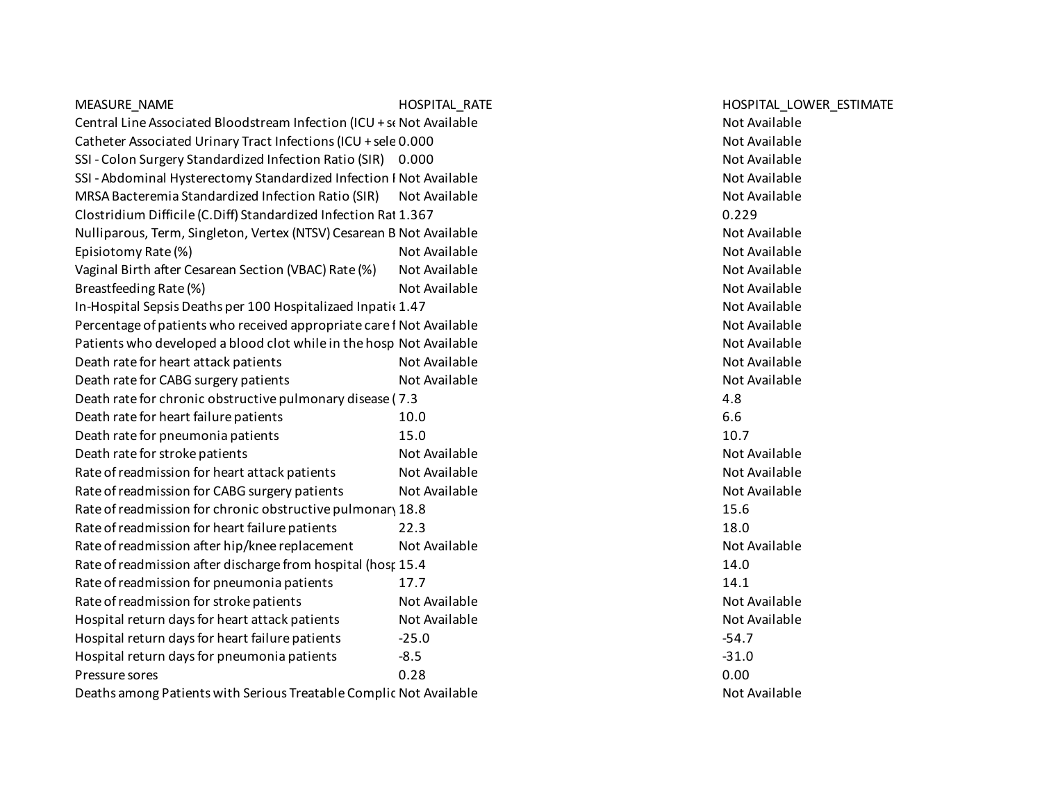| MEASURE_NAME | HOSPITAL_RATE | HOSPITAL_LOWER_ESTIMATE |
|---|---|---|
| Central Line Associated Bloodstream Infection (ICU + se | Not Available | Not Available |
| Catheter Associated Urinary Tract Infections (ICU + sele | 0.000 | Not Available |
| SSI - Colon Surgery Standardized Infection Ratio (SIR) | 0.000 | Not Available |
| SSI - Abdominal Hysterectomy Standardized Infection I | Not Available | Not Available |
| MRSA Bacteremia Standardized Infection Ratio (SIR) | Not Available | Not Available |
| Clostridium Difficile (C.Diff) Standardized Infection Rat | 1.367 | 0.229 |
| Nulliparous, Term, Singleton, Vertex (NTSV) Cesarean B | Not Available | Not Available |
| Episiotomy Rate (%) | Not Available | Not Available |
| Vaginal Birth after Cesarean Section (VBAC) Rate (%) | Not Available | Not Available |
| Breastfeeding Rate (%) | Not Available | Not Available |
| In-Hospital Sepsis Deaths per 100 Hospitalizaed Inpati | 1.47 | Not Available |
| Percentage of patients who received appropriate care f | Not Available | Not Available |
| Patients who developed a blood clot while in the hosp | Not Available | Not Available |
| Death rate for heart attack patients | Not Available | Not Available |
| Death rate for CABG surgery patients | Not Available | Not Available |
| Death rate for chronic obstructive pulmonary disease ( | 7.3 | 4.8 |
| Death rate for heart failure patients | 10.0 | 6.6 |
| Death rate for pneumonia patients | 15.0 | 10.7 |
| Death rate for stroke patients | Not Available | Not Available |
| Rate of readmission for heart attack patients | Not Available | Not Available |
| Rate of readmission for CABG surgery patients | Not Available | Not Available |
| Rate of readmission for chronic obstructive pulmonary | 18.8 | 15.6 |
| Rate of readmission for heart failure patients | 22.3 | 18.0 |
| Rate of readmission after hip/knee replacement | Not Available | Not Available |
| Rate of readmission after discharge from hospital (hosp | 15.4 | 14.0 |
| Rate of readmission for pneumonia patients | 17.7 | 14.1 |
| Rate of readmission for stroke patients | Not Available | Not Available |
| Hospital return days for heart attack patients | Not Available | Not Available |
| Hospital return days for heart failure patients | -25.0 | -54.7 |
| Hospital return days for pneumonia patients | -8.5 | -31.0 |
| Pressure sores | 0.28 | 0.00 |
| Deaths among Patients with Serious Treatable Complic | Not Available | Not Available |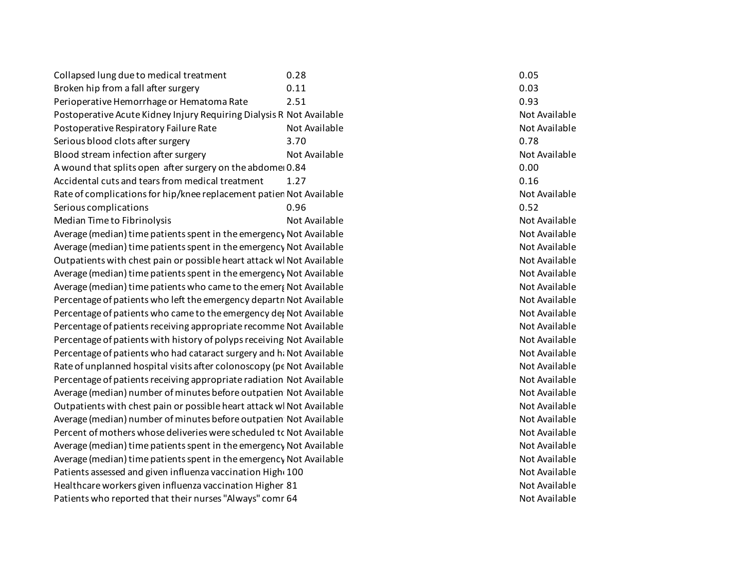| | | |
|---|---|---|
| Collapsed lung due to medical treatment | 0.28 | 0.05 |
| Broken hip from a fall after surgery | 0.11 | 0.03 |
| Perioperative Hemorrhage or Hematoma Rate | 2.51 | 0.93 |
| Postoperative Acute Kidney Injury Requiring Dialysis R | Not Available | Not Available |
| Postoperative Respiratory Failure Rate | Not Available | Not Available |
| Serious blood clots after surgery | 3.70 | 0.78 |
| Blood stream infection after surgery | Not Available | Not Available |
| A wound that splits open after surgery on the abdomei | 0.84 | 0.00 |
| Accidental cuts and tears from medical treatment | 1.27 | 0.16 |
| Rate of complications for hip/knee replacement patien | Not Available | Not Available |
| Serious complications | 0.96 | 0.52 |
| Median Time to Fibrinolysis | Not Available | Not Available |
| Average (median) time patients spent in the emergency | Not Available | Not Available |
| Average (median) time patients spent in the emergency | Not Available | Not Available |
| Outpatients with chest pain or possible heart attack wl | Not Available | Not Available |
| Average (median) time patients spent in the emergency | Not Available | Not Available |
| Average (median) time patients who came to the emerg | Not Available | Not Available |
| Percentage of patients who left the emergency departn | Not Available | Not Available |
| Percentage of patients who came to the emergency dep | Not Available | Not Available |
| Percentage of patients receiving appropriate recomme | Not Available | Not Available |
| Percentage of patients with history of polyps receiving | Not Available | Not Available |
| Percentage of patients who had cataract surgery and h | Not Available | Not Available |
| Rate of unplanned hospital visits after colonoscopy (pe | Not Available | Not Available |
| Percentage of patients receiving appropriate radiation | Not Available | Not Available |
| Average (median) number of minutes before outpatien | Not Available | Not Available |
| Outpatients with chest pain or possible heart attack wl | Not Available | Not Available |
| Average (median) number of minutes before outpatien | Not Available | Not Available |
| Percent of mothers whose deliveries were scheduled tc | Not Available | Not Available |
| Average (median) time patients spent in the emergency | Not Available | Not Available |
| Average (median) time patients spent in the emergency | Not Available | Not Available |
| Patients assessed and given influenza vaccination High | 100 | Not Available |
| Healthcare workers given influenza vaccination Higher | 81 | Not Available |
| Patients who reported that their nurses "Always" comr | 64 | Not Available |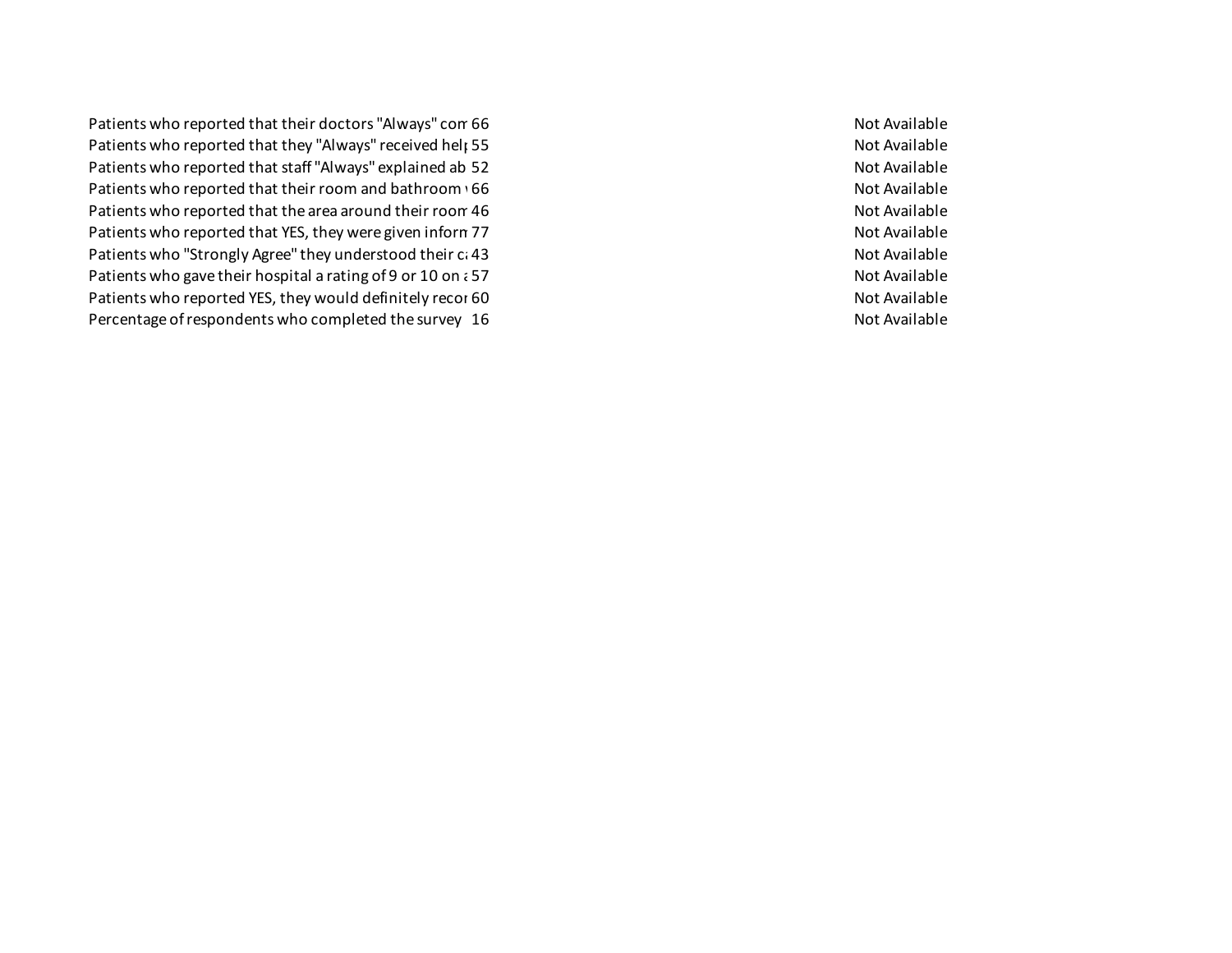| | | |
|---|---|---|
| Patients who reported that their doctors "Always" com | 66 | Not Available |
| Patients who reported that they "Always" received hel | 55 | Not Available |
| Patients who reported that staff "Always" explained ab | 52 | Not Available |
| Patients who reported that their room and bathroom | 66 | Not Available |
| Patients who reported that the area around their room | 46 | Not Available |
| Patients who reported that YES, they were given inform | 77 | Not Available |
| Patients who "Strongly Agree" they understood their c | 43 | Not Available |
| Patients who gave their hospital a rating of 9 or 10 on | 57 | Not Available |
| Patients who reported YES, they would definitely recon | 60 | Not Available |
| Percentage of respondents who completed the survey | 16 | Not Available |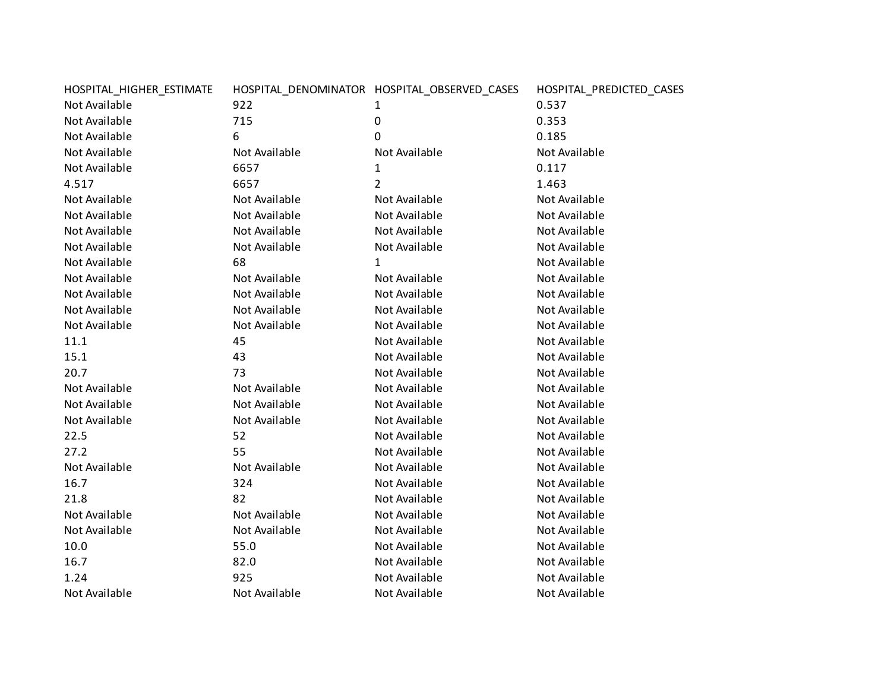| HOSPITAL_HIGHER_ESTIMATE | HOSPITAL_DENOMINATOR | HOSPITAL_OBSERVED_CASES | HOSPITAL_PREDICTED_CASES |
|---|---|---|---|
| Not Available | 922 | 1 | 0.537 |
| Not Available | 715 | 0 | 0.353 |
| Not Available | 6 | 0 | 0.185 |
| Not Available | Not Available | Not Available | Not Available |
| Not Available | 6657 | 1 | 0.117 |
| 4.517 | 6657 | 2 | 1.463 |
| Not Available | Not Available | Not Available | Not Available |
| Not Available | Not Available | Not Available | Not Available |
| Not Available | Not Available | Not Available | Not Available |
| Not Available | Not Available | Not Available | Not Available |
| Not Available | 68 | 1 | Not Available |
| Not Available | Not Available | Not Available | Not Available |
| Not Available | Not Available | Not Available | Not Available |
| Not Available | Not Available | Not Available | Not Available |
| Not Available | Not Available | Not Available | Not Available |
| 11.1 | 45 | Not Available | Not Available |
| 15.1 | 43 | Not Available | Not Available |
| 20.7 | 73 | Not Available | Not Available |
| Not Available | Not Available | Not Available | Not Available |
| Not Available | Not Available | Not Available | Not Available |
| Not Available | Not Available | Not Available | Not Available |
| 22.5 | 52 | Not Available | Not Available |
| 27.2 | 55 | Not Available | Not Available |
| Not Available | Not Available | Not Available | Not Available |
| 16.7 | 324 | Not Available | Not Available |
| 21.8 | 82 | Not Available | Not Available |
| Not Available | Not Available | Not Available | Not Available |
| Not Available | Not Available | Not Available | Not Available |
| 10.0 | 55.0 | Not Available | Not Available |
| 16.7 | 82.0 | Not Available | Not Available |
| 1.24 | 925 | Not Available | Not Available |
| Not Available | Not Available | Not Available | Not Available |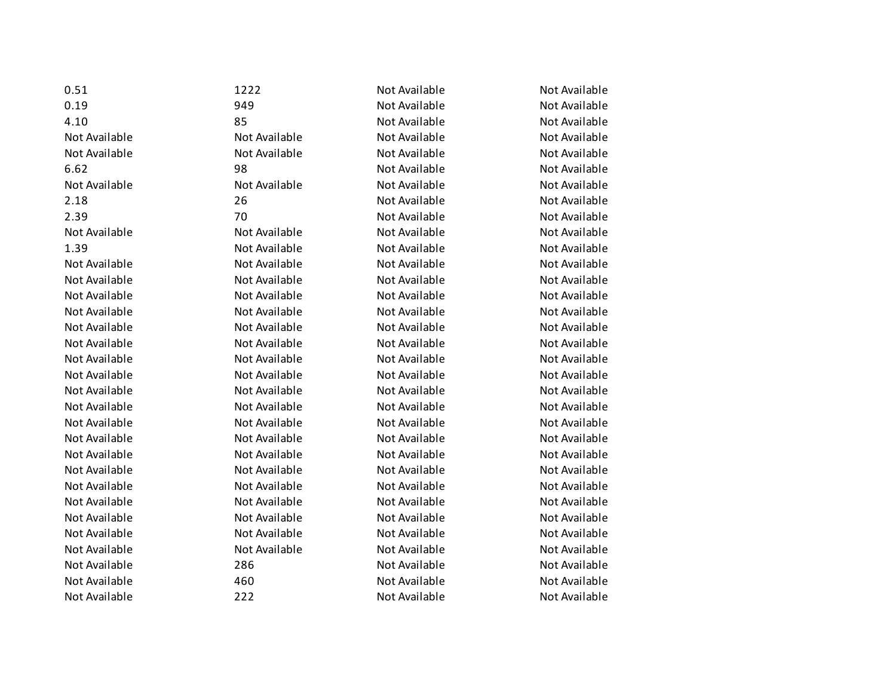| | | | |
|---|---|---|---|
| 0.51 | 1222 | Not Available | Not Available |
| 0.19 | 949 | Not Available | Not Available |
| 4.10 | 85 | Not Available | Not Available |
| Not Available | Not Available | Not Available | Not Available |
| Not Available | Not Available | Not Available | Not Available |
| 6.62 | 98 | Not Available | Not Available |
| Not Available | Not Available | Not Available | Not Available |
| 2.18 | 26 | Not Available | Not Available |
| 2.39 | 70 | Not Available | Not Available |
| Not Available | Not Available | Not Available | Not Available |
| 1.39 | Not Available | Not Available | Not Available |
| Not Available | Not Available | Not Available | Not Available |
| Not Available | Not Available | Not Available | Not Available |
| Not Available | Not Available | Not Available | Not Available |
| Not Available | Not Available | Not Available | Not Available |
| Not Available | Not Available | Not Available | Not Available |
| Not Available | Not Available | Not Available | Not Available |
| Not Available | Not Available | Not Available | Not Available |
| Not Available | Not Available | Not Available | Not Available |
| Not Available | Not Available | Not Available | Not Available |
| Not Available | Not Available | Not Available | Not Available |
| Not Available | Not Available | Not Available | Not Available |
| Not Available | Not Available | Not Available | Not Available |
| Not Available | Not Available | Not Available | Not Available |
| Not Available | Not Available | Not Available | Not Available |
| Not Available | Not Available | Not Available | Not Available |
| Not Available | Not Available | Not Available | Not Available |
| Not Available | Not Available | Not Available | Not Available |
| Not Available | Not Available | Not Available | Not Available |
| Not Available | Not Available | Not Available | Not Available |
| Not Available | 286 | Not Available | Not Available |
| Not Available | 460 | Not Available | Not Available |
| Not Available | 222 | Not Available | Not Available |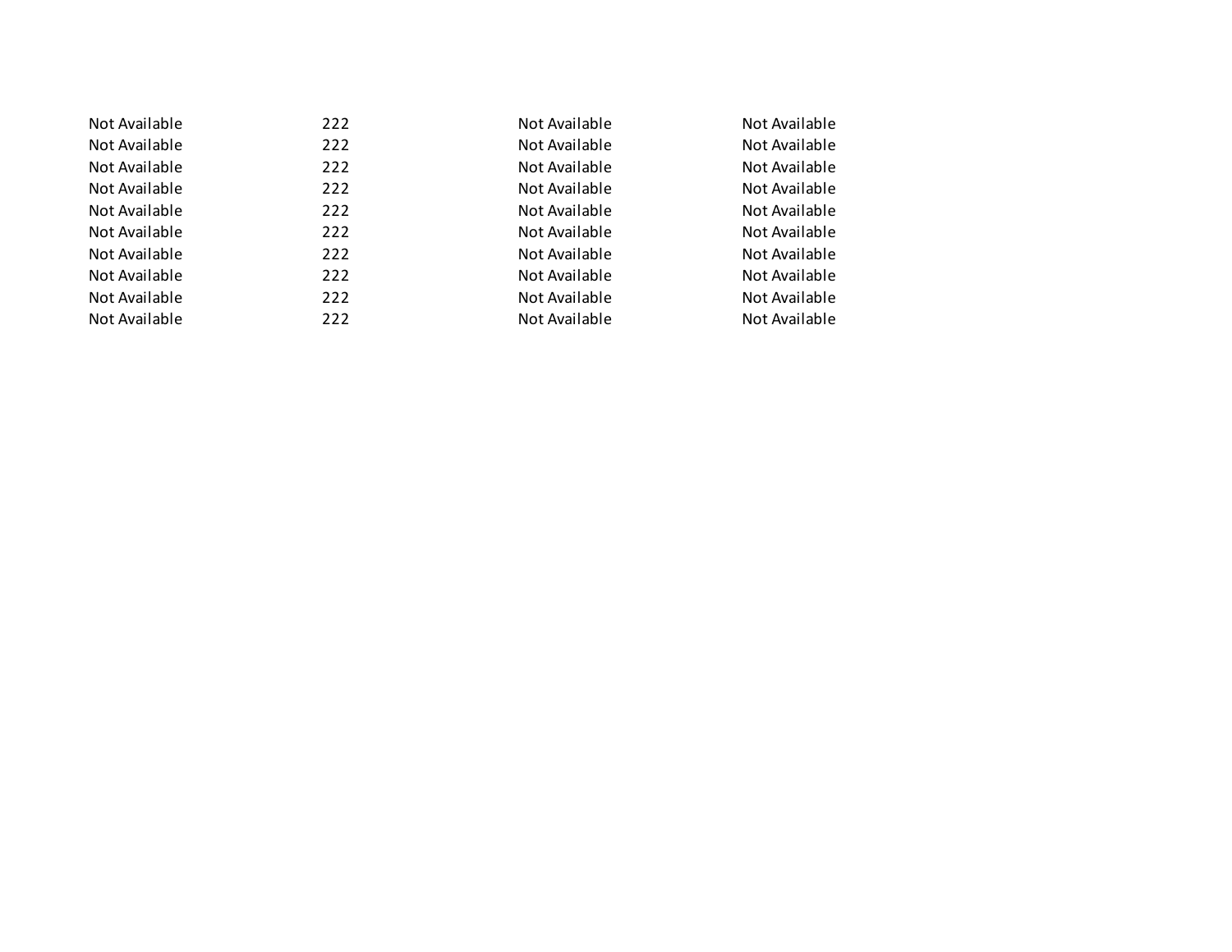| | | | |
|---|---|---|---|
| Not Available | 222 | Not Available | Not Available |
| Not Available | 222 | Not Available | Not Available |
| Not Available | 222 | Not Available | Not Available |
| Not Available | 222 | Not Available | Not Available |
| Not Available | 222 | Not Available | Not Available |
| Not Available | 222 | Not Available | Not Available |
| Not Available | 222 | Not Available | Not Available |
| Not Available | 222 | Not Available | Not Available |
| Not Available | 222 | Not Available | Not Available |
| Not Available | 222 | Not Available | Not Available |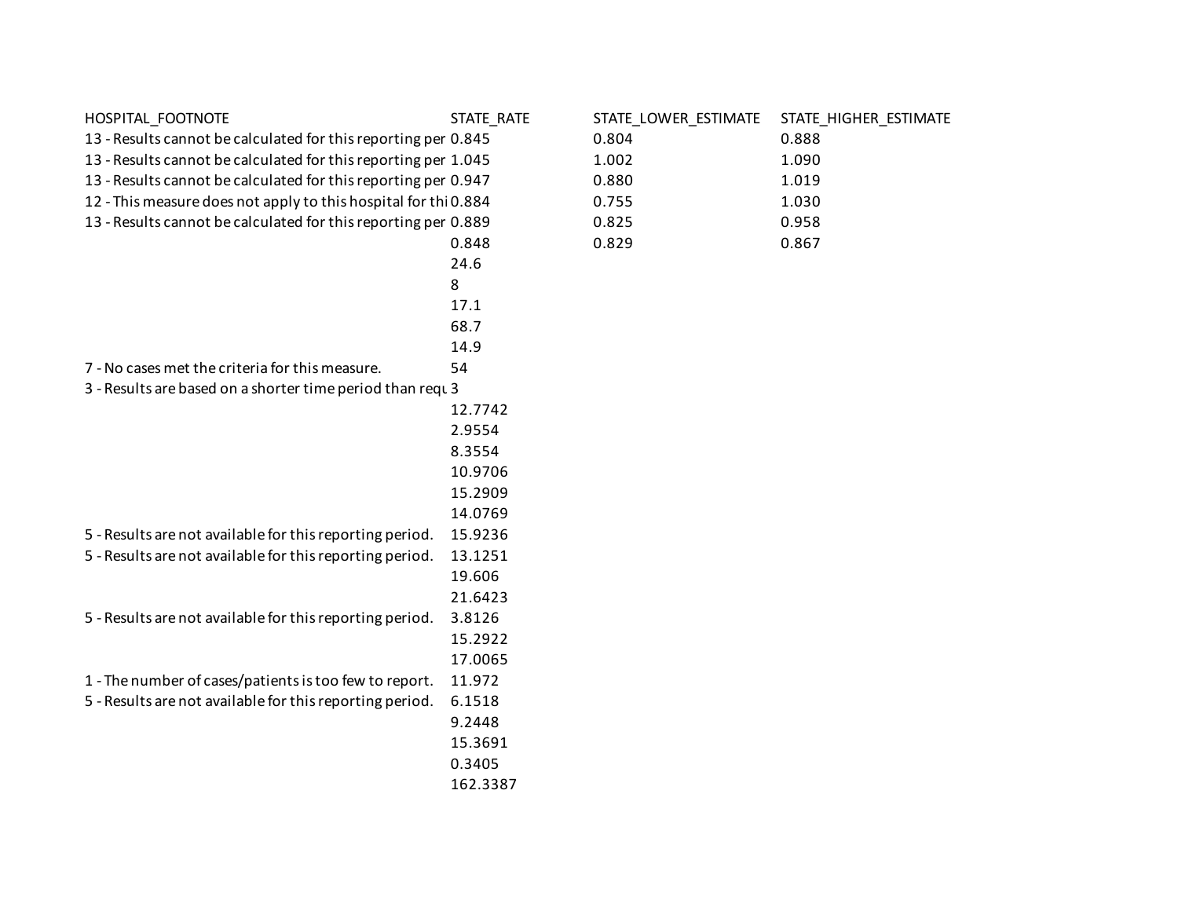| HOSPITAL_FOOTNOTE | STATE_RATE | STATE_LOWER_ESTIMATE | STATE_HIGHER_ESTIMATE |
|---|---|---|---|
| 13 - Results cannot be calculated for this reporting per | 0.845 | 0.804 | 0.888 |
| 13 - Results cannot be calculated for this reporting per | 1.045 | 1.002 | 1.090 |
| 13 - Results cannot be calculated for this reporting per | 0.947 | 0.880 | 1.019 |
| 12 - This measure does not apply to this hospital for thi | 0.884 | 0.755 | 1.030 |
| 13 - Results cannot be calculated for this reporting per | 0.889 | 0.825 | 0.958 |
| | 0.848 | 0.829 | 0.867 |
| | 24.6 | | |
| | 8 | | |
| | 17.1 | | |
| | 68.7 | | |
| | 14.9 | | |
| 7 - No cases met the criteria for this measure. | 54 | | |
| 3 - Results are based on a shorter time period than requ | 3 | | |
| | 12.7742 | | |
| | 2.9554 | | |
| | 8.3554 | | |
| | 10.9706 | | |
| | 15.2909 | | |
| | 14.0769 | | |
| 5 - Results are not available for this reporting period. | 15.9236 | | |
| 5 - Results are not available for this reporting period. | 13.1251 | | |
| | 19.606 | | |
| | 21.6423 | | |
| 5 - Results are not available for this reporting period. | 3.8126 | | |
| | 15.2922 | | |
| | 17.0065 | | |
| 1 - The number of cases/patients is too few to report. | 11.972 | | |
| 5 - Results are not available for this reporting period. | 6.1518 | | |
| | 9.2448 | | |
| | 15.3691 | | |
| | 0.3405 | | |
| | 162.3387 | | |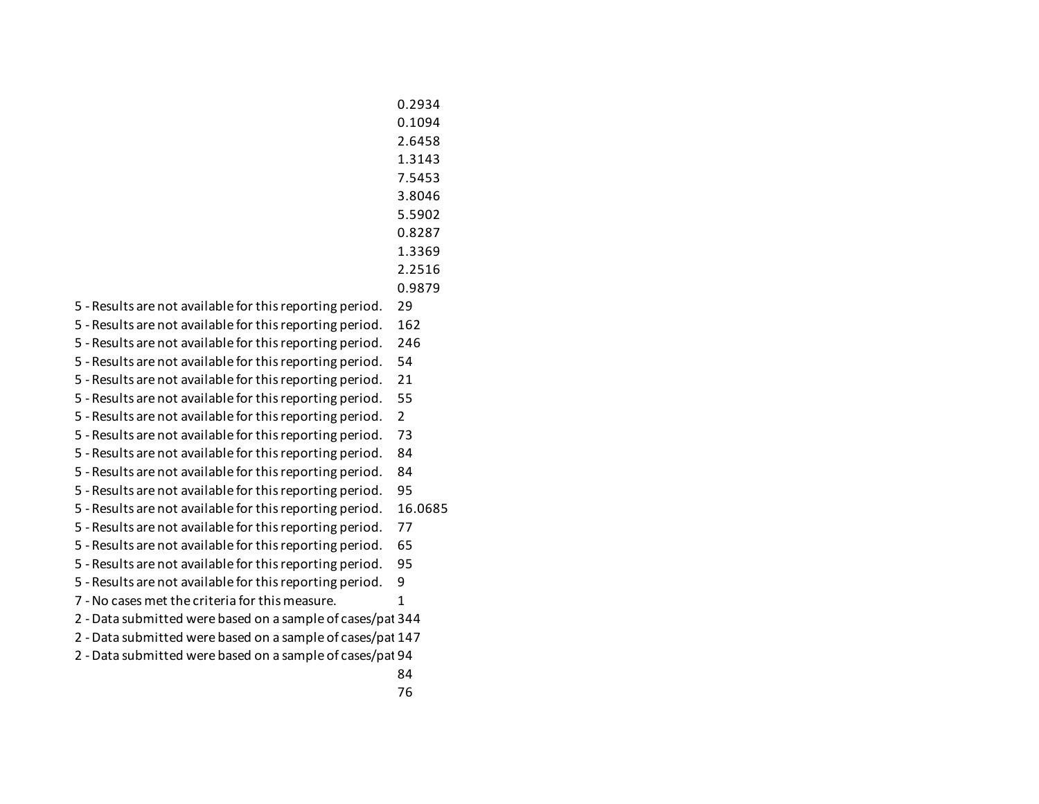| | |
|---|---|
| | 0.2934 |
| | 0.1094 |
| | 2.6458 |
| | 1.3143 |
| | 7.5453 |
| | 3.8046 |
| | 5.5902 |
| | 0.8287 |
| | 1.3369 |
| | 2.2516 |
| | 0.9879 |
| 5 - Results are not available for this reporting period. | 29 |
| 5 - Results are not available for this reporting period. | 162 |
| 5 - Results are not available for this reporting period. | 246 |
| 5 - Results are not available for this reporting period. | 54 |
| 5 - Results are not available for this reporting period. | 21 |
| 5 - Results are not available for this reporting period. | 55 |
| 5 - Results are not available for this reporting period. | 2 |
| 5 - Results are not available for this reporting period. | 73 |
| 5 - Results are not available for this reporting period. | 84 |
| 5 - Results are not available for this reporting period. | 84 |
| 5 - Results are not available for this reporting period. | 95 |
| 5 - Results are not available for this reporting period. | 16.0685 |
| 5 - Results are not available for this reporting period. | 77 |
| 5 - Results are not available for this reporting period. | 65 |
| 5 - Results are not available for this reporting period. | 95 |
| 5 - Results are not available for this reporting period. | 9 |
| 7 - No cases met the criteria for this measure. | 1 |
| 2 - Data submitted were based on a sample of cases/pat | 344 |
| 2 - Data submitted were based on a sample of cases/pat | 147 |
| 2 - Data submitted were based on a sample of cases/pat | 94 |
| | 84 |
| | 76 |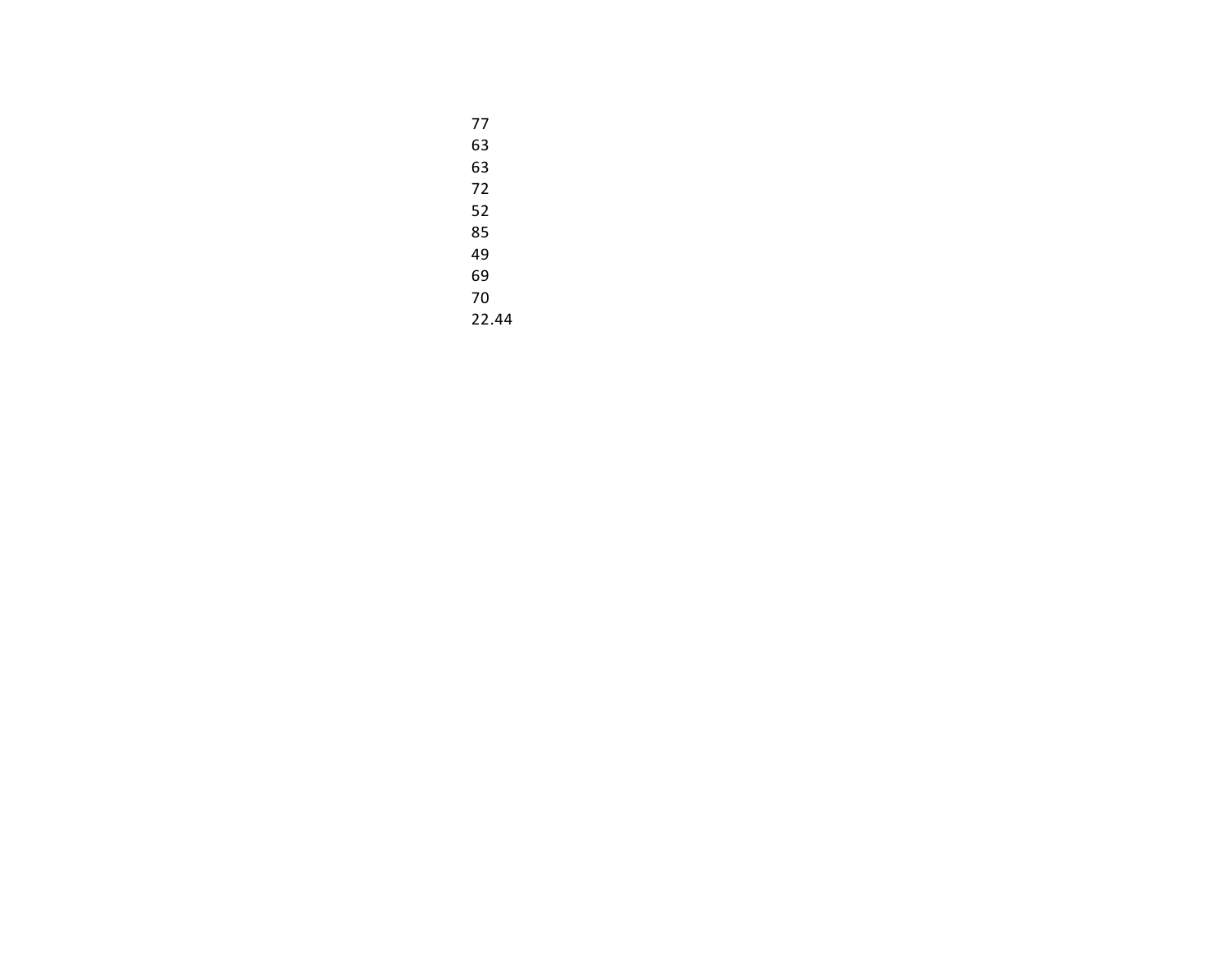77
63
63
72
52
85
49
69
70
22.44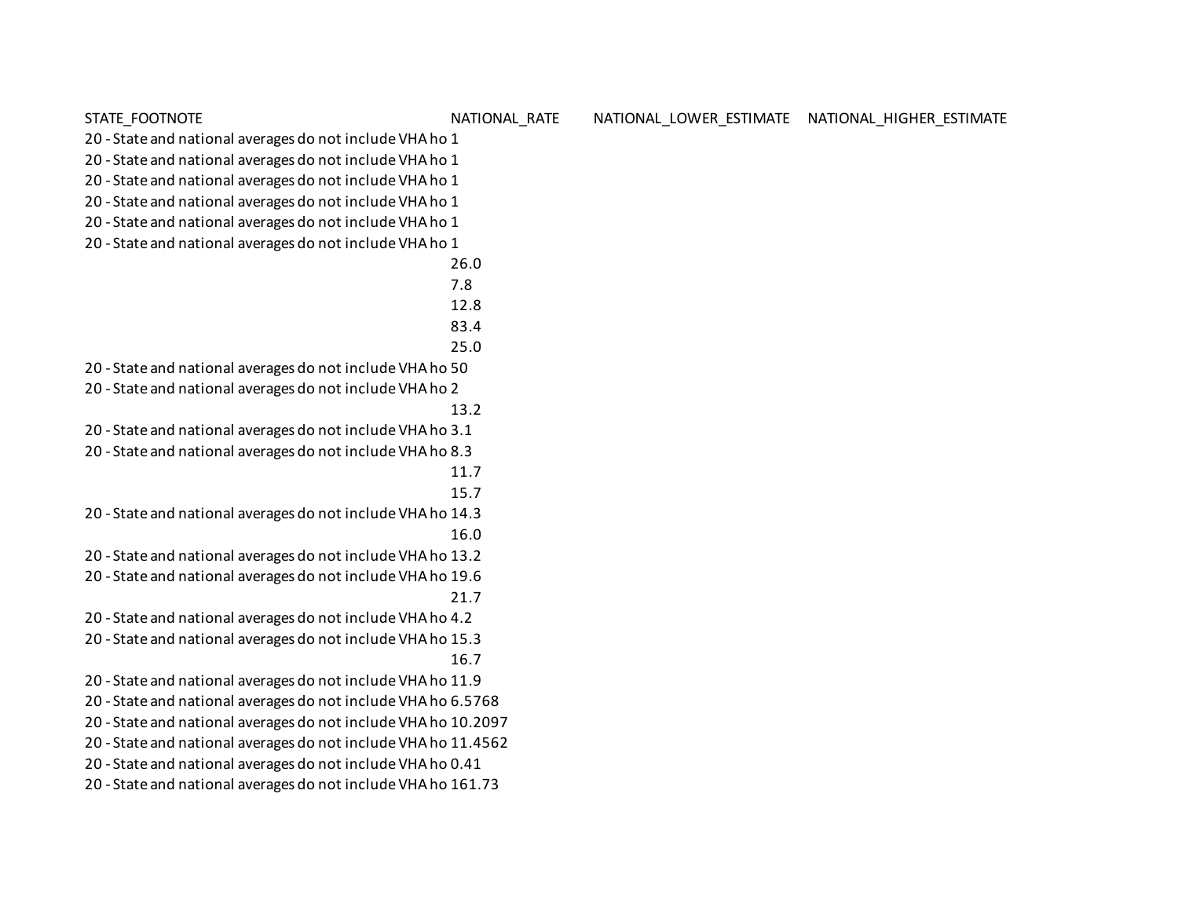| STATE_FOOTNOTE | NATIONAL_RATE | NATIONAL_LOWER_ESTIMATE | NATIONAL_HIGHER_ESTIMATE |
|---|---|---|---|
| 20 - State and national averages do not include VHA ho | 1 | | |
| 20 - State and national averages do not include VHA ho | 1 | | |
| 20 - State and national averages do not include VHA ho | 1 | | |
| 20 - State and national averages do not include VHA ho | 1 | | |
| 20 - State and national averages do not include VHA ho | 1 | | |
| 20 - State and national averages do not include VHA ho | 1 | | |
| | 26.0 | | |
| | 7.8 | | |
| | 12.8 | | |
| | 83.4 | | |
| | 25.0 | | |
| 20 - State and national averages do not include VHA ho | 50 | | |
| 20 - State and national averages do not include VHA ho | 2 | | |
| | 13.2 | | |
| 20 - State and national averages do not include VHA ho | 3.1 | | |
| 20 - State and national averages do not include VHA ho | 8.3 | | |
| | 11.7 | | |
| | 15.7 | | |
| 20 - State and national averages do not include VHA ho | 14.3 | | |
| | 16.0 | | |
| 20 - State and national averages do not include VHA ho | 13.2 | | |
| 20 - State and national averages do not include VHA ho | 19.6 | | |
| | 21.7 | | |
| 20 - State and national averages do not include VHA ho | 4.2 | | |
| 20 - State and national averages do not include VHA ho | 15.3 | | |
| | 16.7 | | |
| 20 - State and national averages do not include VHA ho | 11.9 | | |
| 20 - State and national averages do not include VHA ho | 6.5768 | | |
| 20 - State and national averages do not include VHA ho | 10.2097 | | |
| 20 - State and national averages do not include VHA ho | 11.4562 | | |
| 20 - State and national averages do not include VHA ho | 0.41 | | |
| 20 - State and national averages do not include VHA ho | 161.73 | | |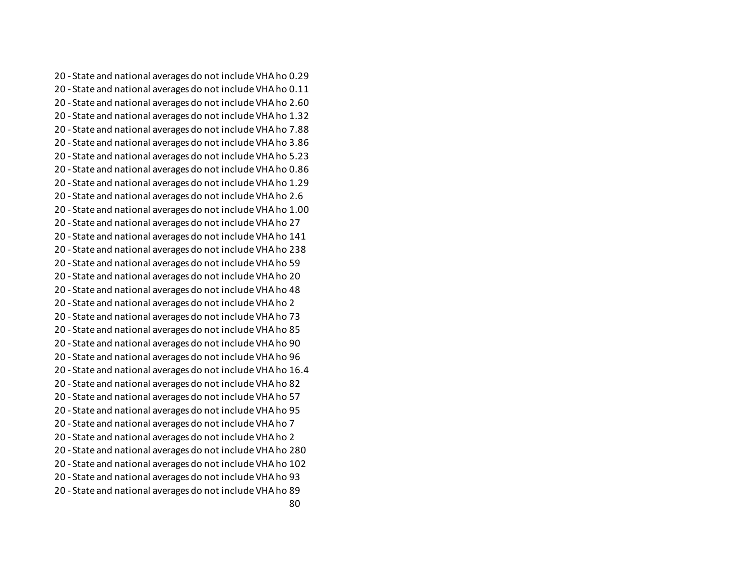20 - State and national averages do not include VHA ho 0.29
20 - State and national averages do not include VHA ho 0.11
20 - State and national averages do not include VHA ho 2.60
20 - State and national averages do not include VHA ho 1.32
20 - State and national averages do not include VHA ho 7.88
20 - State and national averages do not include VHA ho 3.86
20 - State and national averages do not include VHA ho 5.23
20 - State and national averages do not include VHA ho 0.86
20 - State and national averages do not include VHA ho 1.29
20 - State and national averages do not include VHA ho 2.6
20 - State and national averages do not include VHA ho 1.00
20 - State and national averages do not include VHA ho 27
20 - State and national averages do not include VHA ho 141
20 - State and national averages do not include VHA ho 238
20 - State and national averages do not include VHA ho 59
20 - State and national averages do not include VHA ho 20
20 - State and national averages do not include VHA ho 48
20 - State and national averages do not include VHA ho 2
20 - State and national averages do not include VHA ho 73
20 - State and national averages do not include VHA ho 85
20 - State and national averages do not include VHA ho 90
20 - State and national averages do not include VHA ho 96
20 - State and national averages do not include VHA ho 16.4
20 - State and national averages do not include VHA ho 82
20 - State and national averages do not include VHA ho 57
20 - State and national averages do not include VHA ho 95
20 - State and national averages do not include VHA ho 7
20 - State and national averages do not include VHA ho 2
20 - State and national averages do not include VHA ho 280
20 - State and national averages do not include VHA ho 102
20 - State and national averages do not include VHA ho 93
20 - State and national averages do not include VHA ho 89
80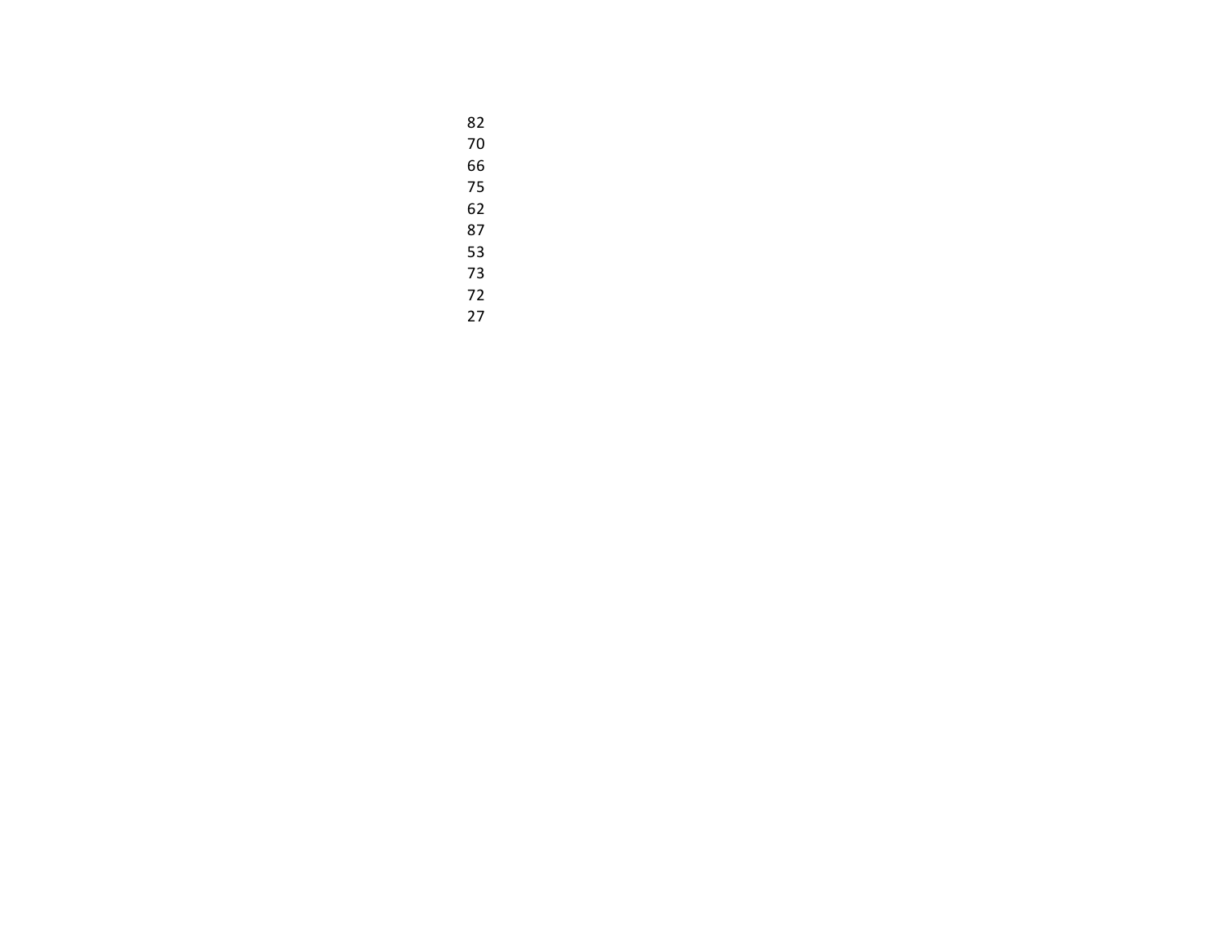82
70
66
75
62
87
53
73
72
27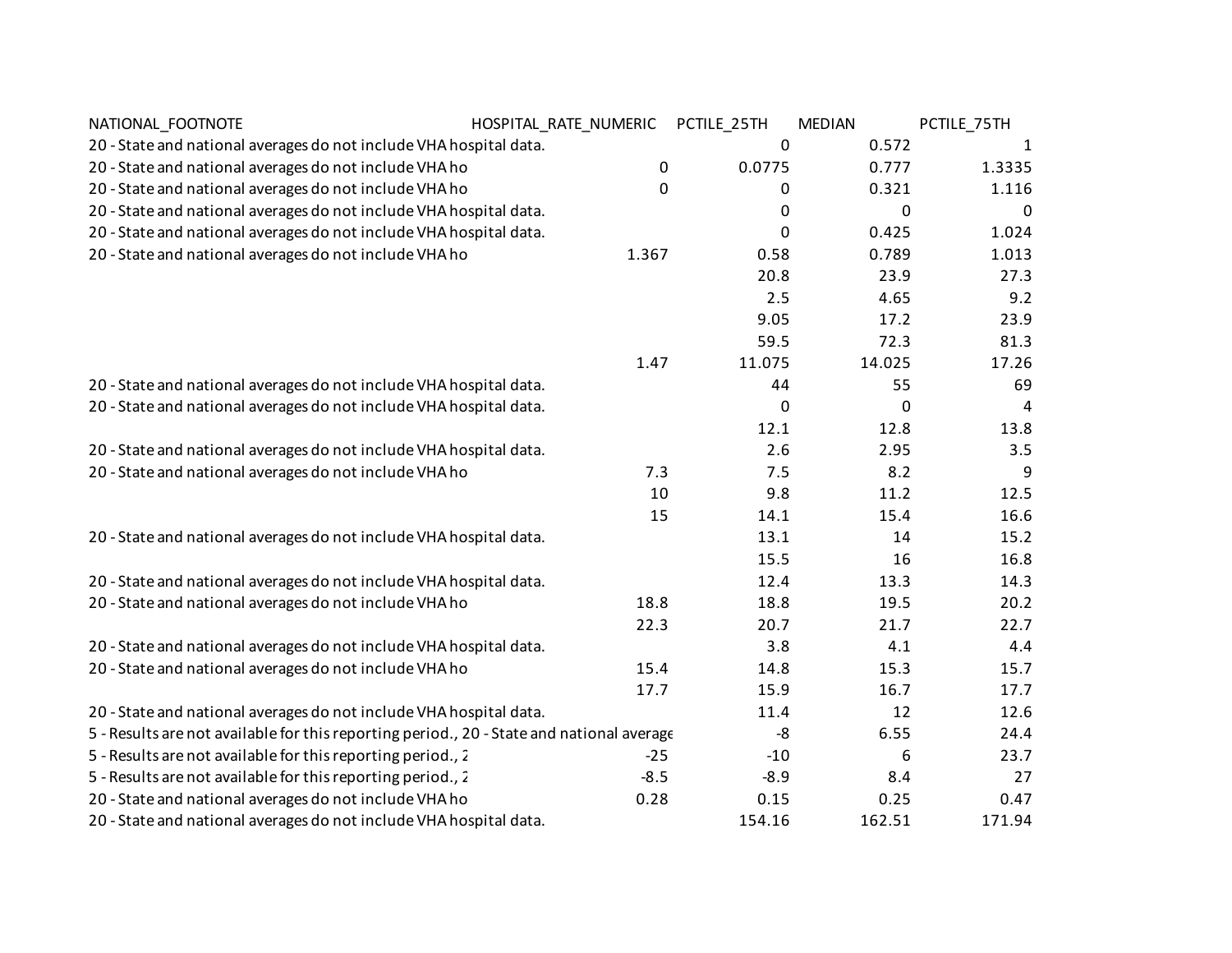| NATIONAL_FOOTNOTE | HOSPITAL_RATE_NUMERIC | PCTILE_25TH | MEDIAN | PCTILE_75TH |
|---|---|---|---|---|
| 20 - State and national averages do not include VHA hospital data. | | 0 | 0.572 | 1 |
| 20 - State and national averages do not include VHA ho | 0 | 0.0775 | 0.777 | 1.3335 |
| 20 - State and national averages do not include VHA ho | 0 | 0 | 0.321 | 1.116 |
| 20 - State and national averages do not include VHA hospital data. | | 0 | 0 | 0 |
| 20 - State and national averages do not include VHA hospital data. | | 0 | 0.425 | 1.024 |
| 20 - State and national averages do not include VHA ho | 1.367 | 0.58 | 0.789 | 1.013 |
| | | 20.8 | 23.9 | 27.3 |
| | | 2.5 | 4.65 | 9.2 |
| | | 9.05 | 17.2 | 23.9 |
| | | 59.5 | 72.3 | 81.3 |
| | 1.47 | 11.075 | 14.025 | 17.26 |
| 20 - State and national averages do not include VHA hospital data. | | 44 | 55 | 69 |
| 20 - State and national averages do not include VHA hospital data. | | 0 | 0 | 4 |
| | | 12.1 | 12.8 | 13.8 |
| 20 - State and national averages do not include VHA hospital data. | | 2.6 | 2.95 | 3.5 |
| 20 - State and national averages do not include VHA ho | 7.3 | 7.5 | 8.2 | 9 |
| | 10 | 9.8 | 11.2 | 12.5 |
| | 15 | 14.1 | 15.4 | 16.6 |
| 20 - State and national averages do not include VHA hospital data. | | 13.1 | 14 | 15.2 |
| | | 15.5 | 16 | 16.8 |
| 20 - State and national averages do not include VHA hospital data. | | 12.4 | 13.3 | 14.3 |
| 20 - State and national averages do not include VHA ho | 18.8 | 18.8 | 19.5 | 20.2 |
| | 22.3 | 20.7 | 21.7 | 22.7 |
| 20 - State and national averages do not include VHA hospital data. | | 3.8 | 4.1 | 4.4 |
| 20 - State and national averages do not include VHA ho | 15.4 | 14.8 | 15.3 | 15.7 |
| | 17.7 | 15.9 | 16.7 | 17.7 |
| 20 - State and national averages do not include VHA hospital data. | | 11.4 | 12 | 12.6 |
| 5 - Results are not available for this reporting period., 20 - State and national average | | -8 | 6.55 | 24.4 |
| 5 - Results are not available for this reporting period., 2 | -25 | -10 | 6 | 23.7 |
| 5 - Results are not available for this reporting period., 2 | -8.5 | -8.9 | 8.4 | 27 |
| 20 - State and national averages do not include VHA ho | 0.28 | 0.15 | 0.25 | 0.47 |
| 20 - State and national averages do not include VHA hospital data. | | 154.16 | 162.51 | 171.94 |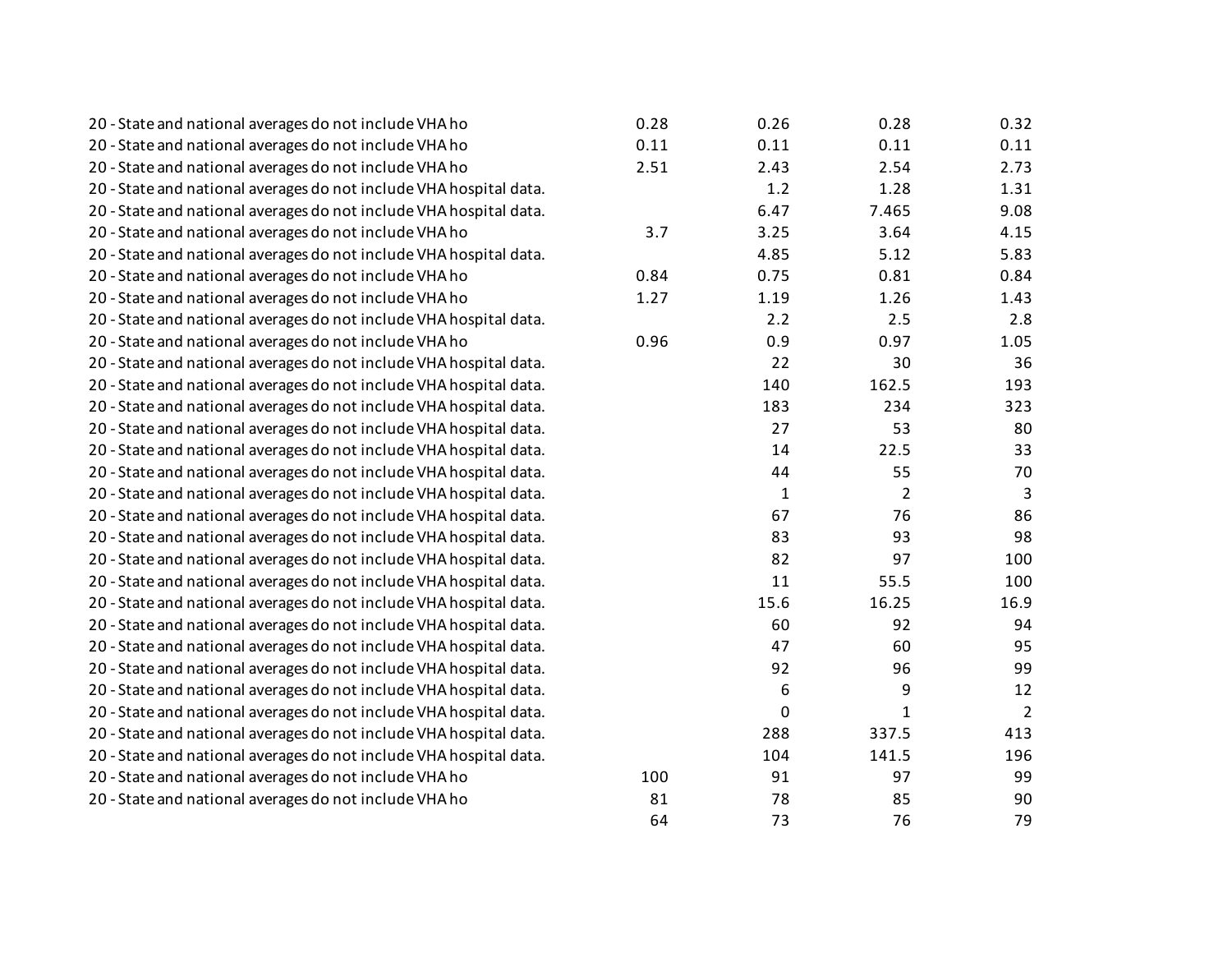| | | | | |
|---|---|---|---|---|
| 20 - State and national averages do not include VHA ho | 0.28 | 0.26 | 0.28 | 0.32 |
| 20 - State and national averages do not include VHA ho | 0.11 | 0.11 | 0.11 | 0.11 |
| 20 - State and national averages do not include VHA ho | 2.51 | 2.43 | 2.54 | 2.73 |
| 20 - State and national averages do not include VHA hospital data. | | 1.2 | 1.28 | 1.31 |
| 20 - State and national averages do not include VHA hospital data. | | 6.47 | 7.465 | 9.08 |
| 20 - State and national averages do not include VHA ho | 3.7 | 3.25 | 3.64 | 4.15 |
| 20 - State and national averages do not include VHA hospital data. | | 4.85 | 5.12 | 5.83 |
| 20 - State and national averages do not include VHA ho | 0.84 | 0.75 | 0.81 | 0.84 |
| 20 - State and national averages do not include VHA ho | 1.27 | 1.19 | 1.26 | 1.43 |
| 20 - State and national averages do not include VHA hospital data. | | 2.2 | 2.5 | 2.8 |
| 20 - State and national averages do not include VHA ho | 0.96 | 0.9 | 0.97 | 1.05 |
| 20 - State and national averages do not include VHA hospital data. | | 22 | 30 | 36 |
| 20 - State and national averages do not include VHA hospital data. | | 140 | 162.5 | 193 |
| 20 - State and national averages do not include VHA hospital data. | | 183 | 234 | 323 |
| 20 - State and national averages do not include VHA hospital data. | | 27 | 53 | 80 |
| 20 - State and national averages do not include VHA hospital data. | | 14 | 22.5 | 33 |
| 20 - State and national averages do not include VHA hospital data. | | 44 | 55 | 70 |
| 20 - State and national averages do not include VHA hospital data. | | 1 | 2 | 3 |
| 20 - State and national averages do not include VHA hospital data. | | 67 | 76 | 86 |
| 20 - State and national averages do not include VHA hospital data. | | 83 | 93 | 98 |
| 20 - State and national averages do not include VHA hospital data. | | 82 | 97 | 100 |
| 20 - State and national averages do not include VHA hospital data. | | 11 | 55.5 | 100 |
| 20 - State and national averages do not include VHA hospital data. | | 15.6 | 16.25 | 16.9 |
| 20 - State and national averages do not include VHA hospital data. | | 60 | 92 | 94 |
| 20 - State and national averages do not include VHA hospital data. | | 47 | 60 | 95 |
| 20 - State and national averages do not include VHA hospital data. | | 92 | 96 | 99 |
| 20 - State and national averages do not include VHA hospital data. | | 6 | 9 | 12 |
| 20 - State and national averages do not include VHA hospital data. | | 0 | 1 | 2 |
| 20 - State and national averages do not include VHA hospital data. | | 288 | 337.5 | 413 |
| 20 - State and national averages do not include VHA hospital data. | | 104 | 141.5 | 196 |
| 20 - State and national averages do not include VHA ho | 100 | 91 | 97 | 99 |
| 20 - State and national averages do not include VHA ho | 81 | 78 | 85 | 90 |
| | 64 | 73 | 76 | 79 |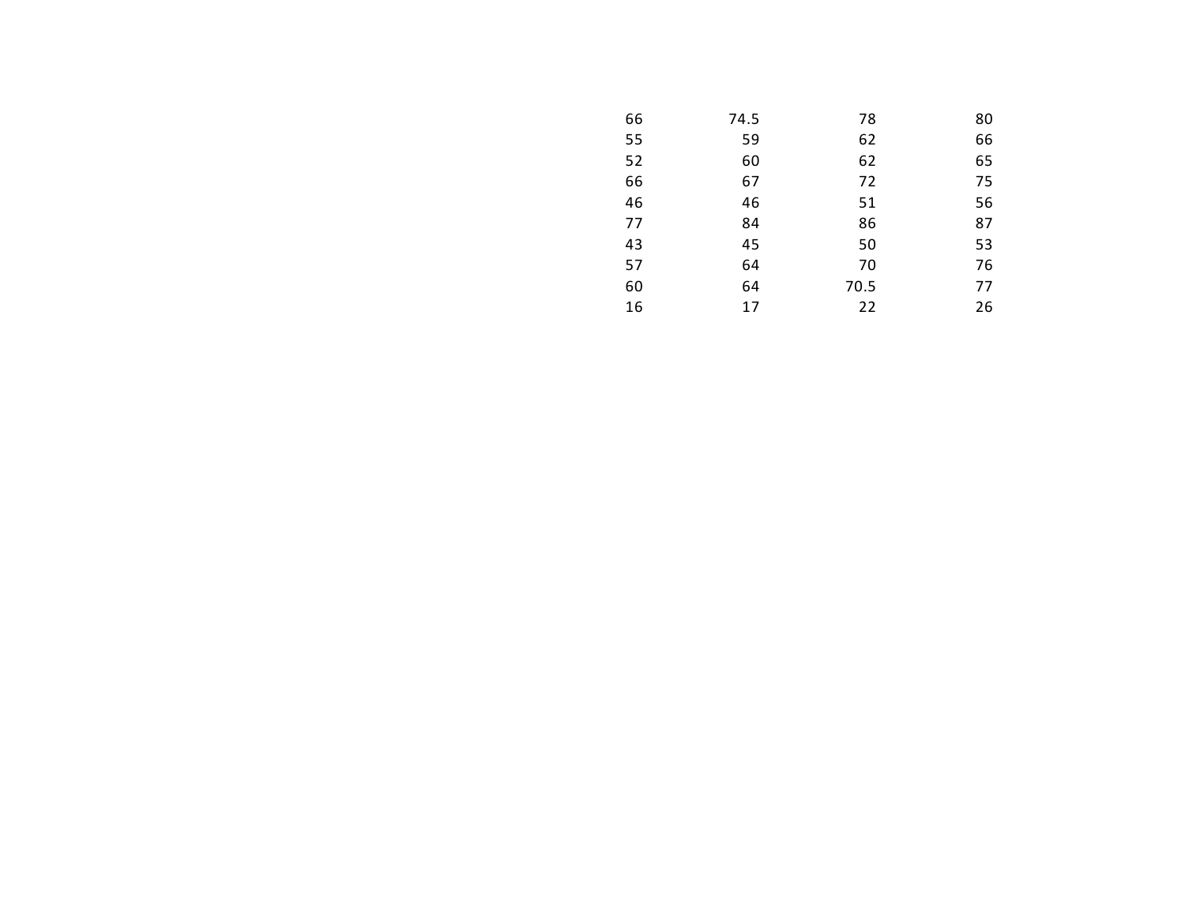| | | | |
|---|---|---|---|
| 66 | 74.5 | 78 | 80 |
| 55 | 59 | 62 | 66 |
| 52 | 60 | 62 | 65 |
| 66 | 67 | 72 | 75 |
| 46 | 46 | 51 | 56 |
| 77 | 84 | 86 | 87 |
| 43 | 45 | 50 | 53 |
| 57 | 64 | 70 | 76 |
| 60 | 64 | 70.5 | 77 |
| 16 | 17 | 22 | 26 |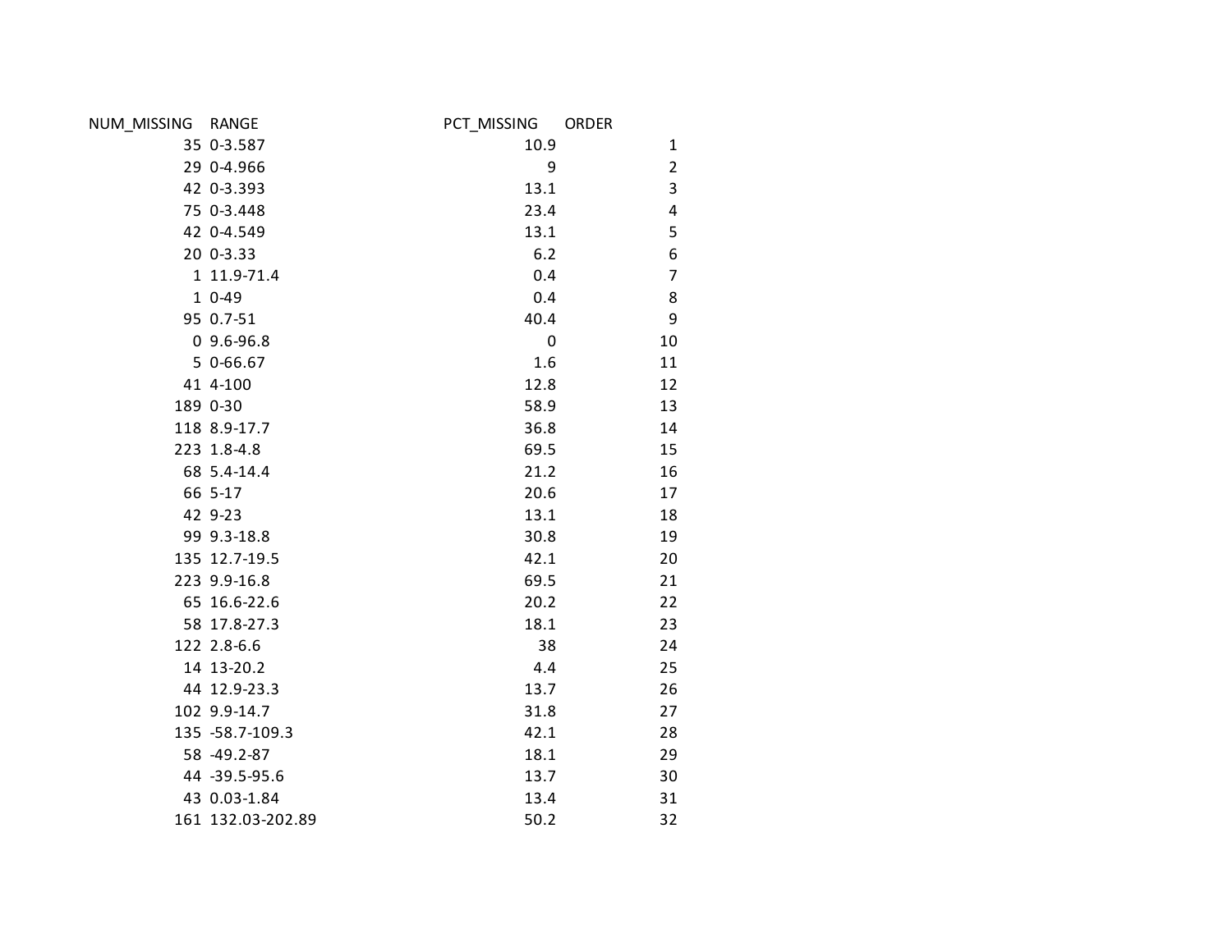| NUM_MISSING | RANGE | PCT_MISSING | ORDER |
| --- | --- | --- | --- |
| 35 | 0-3.587 | 10.9 | 1 |
| 29 | 0-4.966 | 9 | 2 |
| 42 | 0-3.393 | 13.1 | 3 |
| 75 | 0-3.448 | 23.4 | 4 |
| 42 | 0-4.549 | 13.1 | 5 |
| 20 | 0-3.33 | 6.2 | 6 |
| 1 | 11.9-71.4 | 0.4 | 7 |
| 1 | 0-49 | 0.4 | 8 |
| 95 | 0.7-51 | 40.4 | 9 |
| 0 | 9.6-96.8 | 0 | 10 |
| 5 | 0-66.67 | 1.6 | 11 |
| 41 | 4-100 | 12.8 | 12 |
| 189 | 0-30 | 58.9 | 13 |
| 118 | 8.9-17.7 | 36.8 | 14 |
| 223 | 1.8-4.8 | 69.5 | 15 |
| 68 | 5.4-14.4 | 21.2 | 16 |
| 66 | 5-17 | 20.6 | 17 |
| 42 | 9-23 | 13.1 | 18 |
| 99 | 9.3-18.8 | 30.8 | 19 |
| 135 | 12.7-19.5 | 42.1 | 20 |
| 223 | 9.9-16.8 | 69.5 | 21 |
| 65 | 16.6-22.6 | 20.2 | 22 |
| 58 | 17.8-27.3 | 18.1 | 23 |
| 122 | 2.8-6.6 | 38 | 24 |
| 14 | 13-20.2 | 4.4 | 25 |
| 44 | 12.9-23.3 | 13.7 | 26 |
| 102 | 9.9-14.7 | 31.8 | 27 |
| 135 | -58.7-109.3 | 42.1 | 28 |
| 58 | -49.2-87 | 18.1 | 29 |
| 44 | -39.5-95.6 | 13.7 | 30 |
| 43 | 0.03-1.84 | 13.4 | 31 |
| 161 | 132.03-202.89 | 50.2 | 32 |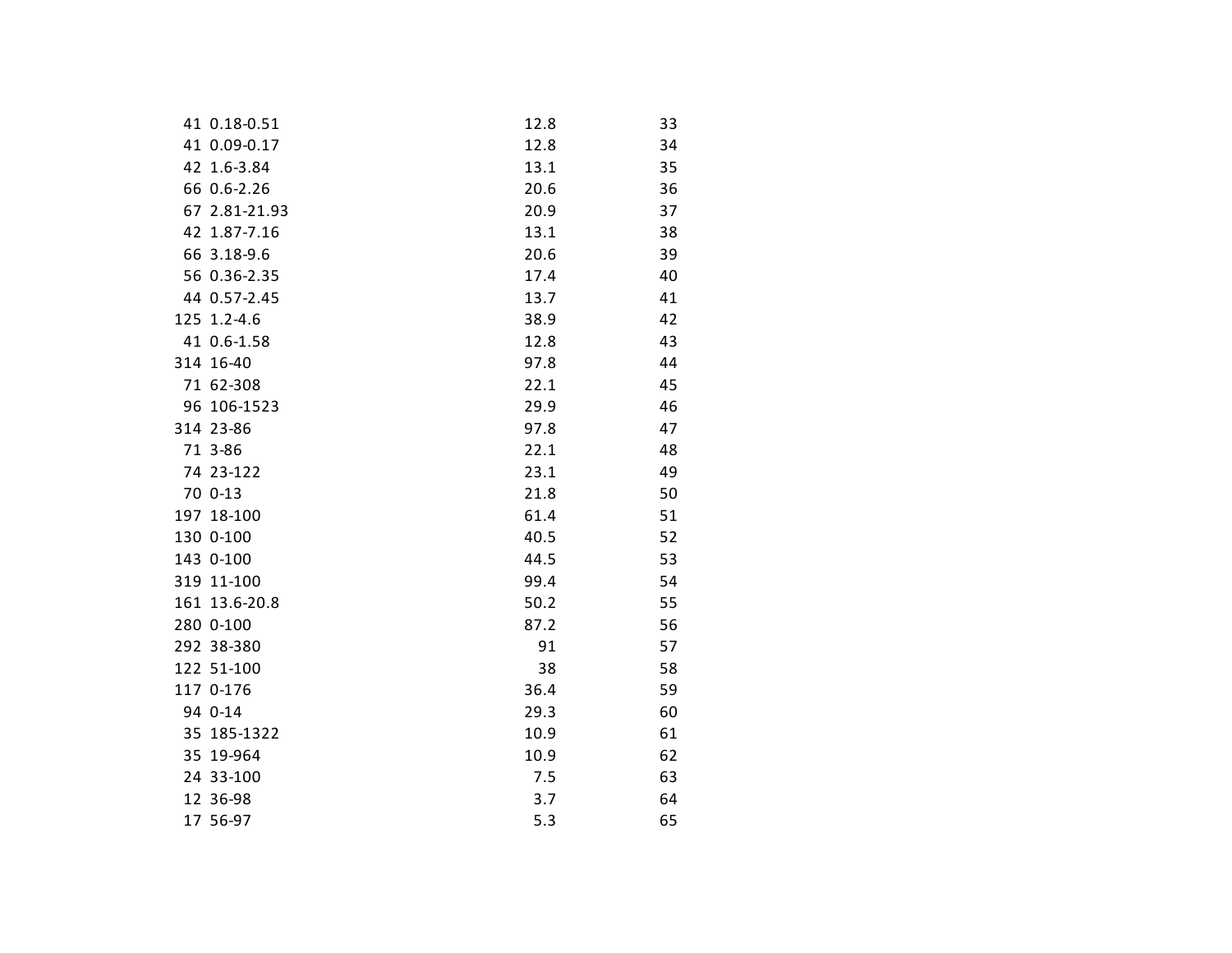| | | | |
|---|---|---|---|
| 41 | 0.18-0.51 | 12.8 | 33 |
| 41 | 0.09-0.17 | 12.8 | 34 |
| 42 | 1.6-3.84 | 13.1 | 35 |
| 66 | 0.6-2.26 | 20.6 | 36 |
| 67 | 2.81-21.93 | 20.9 | 37 |
| 42 | 1.87-7.16 | 13.1 | 38 |
| 66 | 3.18-9.6 | 20.6 | 39 |
| 56 | 0.36-2.35 | 17.4 | 40 |
| 44 | 0.57-2.45 | 13.7 | 41 |
| 125 | 1.2-4.6 | 38.9 | 42 |
| 41 | 0.6-1.58 | 12.8 | 43 |
| 314 | 16-40 | 97.8 | 44 |
| 71 | 62-308 | 22.1 | 45 |
| 96 | 106-1523 | 29.9 | 46 |
| 314 | 23-86 | 97.8 | 47 |
| 71 | 3-86 | 22.1 | 48 |
| 74 | 23-122 | 23.1 | 49 |
| 70 | 0-13 | 21.8 | 50 |
| 197 | 18-100 | 61.4 | 51 |
| 130 | 0-100 | 40.5 | 52 |
| 143 | 0-100 | 44.5 | 53 |
| 319 | 11-100 | 99.4 | 54 |
| 161 | 13.6-20.8 | 50.2 | 55 |
| 280 | 0-100 | 87.2 | 56 |
| 292 | 38-380 | 91 | 57 |
| 122 | 51-100 | 38 | 58 |
| 117 | 0-176 | 36.4 | 59 |
| 94 | 0-14 | 29.3 | 60 |
| 35 | 185-1322 | 10.9 | 61 |
| 35 | 19-964 | 10.9 | 62 |
| 24 | 33-100 | 7.5 | 63 |
| 12 | 36-98 | 3.7 | 64 |
| 17 | 56-97 | 5.3 | 65 |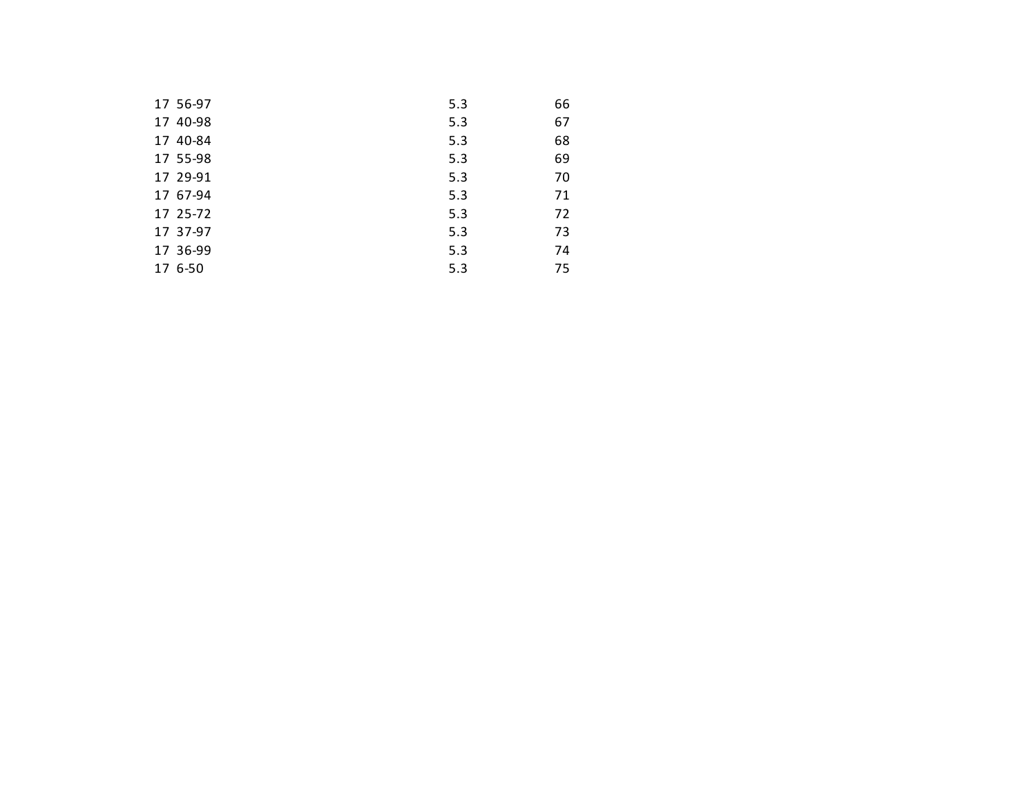| | | |
|---|---|---|
| 17 56-97 | 5.3 | 66 |
| 17 40-98 | 5.3 | 67 |
| 17 40-84 | 5.3 | 68 |
| 17 55-98 | 5.3 | 69 |
| 17 29-91 | 5.3 | 70 |
| 17 67-94 | 5.3 | 71 |
| 17 25-72 | 5.3 | 72 |
| 17 37-97 | 5.3 | 73 |
| 17 36-99 | 5.3 | 74 |
| 17 6-50 | 5.3 | 75 |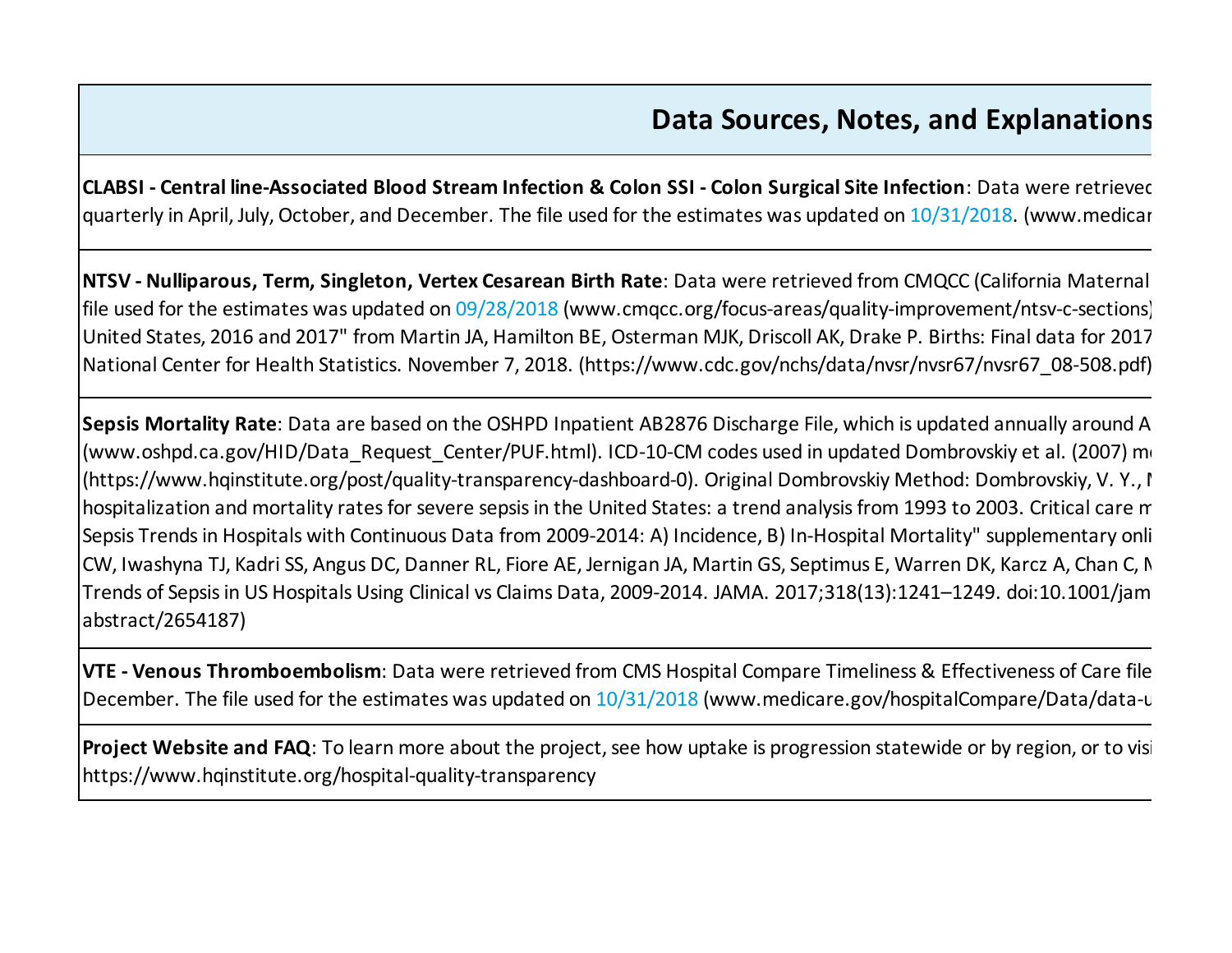# Data Sources, Notes, and Explanations

**CLABSI - Central line-Associated Blood Stream Infection & Colon SSI - Colon Surgical Site Infection**: Data were retrieved quarterly in April, July, October, and December. The file used for the estimates was updated on 10/31/2018. (www.medicar

**NTSV - Nulliparous, Term, Singleton, Vertex Cesarean Birth Rate**: Data were retrieved from CMQCC (California Maternal file used for the estimates was updated on 09/28/2018 (www.cmqcc.org/focus-areas/quality-improvement/ntsv-c-sections) United States, 2016 and 2017" from Martin JA, Hamilton BE, Osterman MJK, Driscoll AK, Drake P. Births: Final data for 2017 National Center for Health Statistics. November 7, 2018. (https://www.cdc.gov/nchs/data/nvsr/nvsr67/nvsr67_08-508.pdf)

**Sepsis Mortality Rate**: Data are based on the OSHPD Inpatient AB2876 Discharge File, which is updated annually around A (www.oshpd.ca.gov/HID/Data_Request_Center/PUF.html). ICD-10-CM codes used in updated Dombrovskiy et al. (2007) m (https://www.hqinstitute.org/post/quality-transparency-dashboard-0). Original Dombrovskiy Method: Dombrovskiy, V. Y., M hospitalization and mortality rates for severe sepsis in the United States: a trend analysis from 1993 to 2003. Critical care m Sepsis Trends in Hospitals with Continuous Data from 2009-2014: A) Incidence, B) In-Hospital Mortality" supplementary onli CW, Iwashyna TJ, Kadri SS, Angus DC, Danner RL, Fiore AE, Jernigan JA, Martin GS, Septimus E, Warren DK, Karcz A, Chan C, M Trends of Sepsis in US Hospitals Using Clinical vs Claims Data, 2009-2014. JAMA. 2017;318(13):1241–1249. doi:10.1001/jam abstract/2654187)

**VTE - Venous Thromboembolism**: Data were retrieved from CMS Hospital Compare Timeliness & Effectiveness of Care file December. The file used for the estimates was updated on 10/31/2018 (www.medicare.gov/hospitalCompare/Data/data-u

**Project Website and FAQ**: To learn more about the project, see how uptake is progression statewide or by region, or to visi https://www.hqinstitute.org/hospital-quality-transparency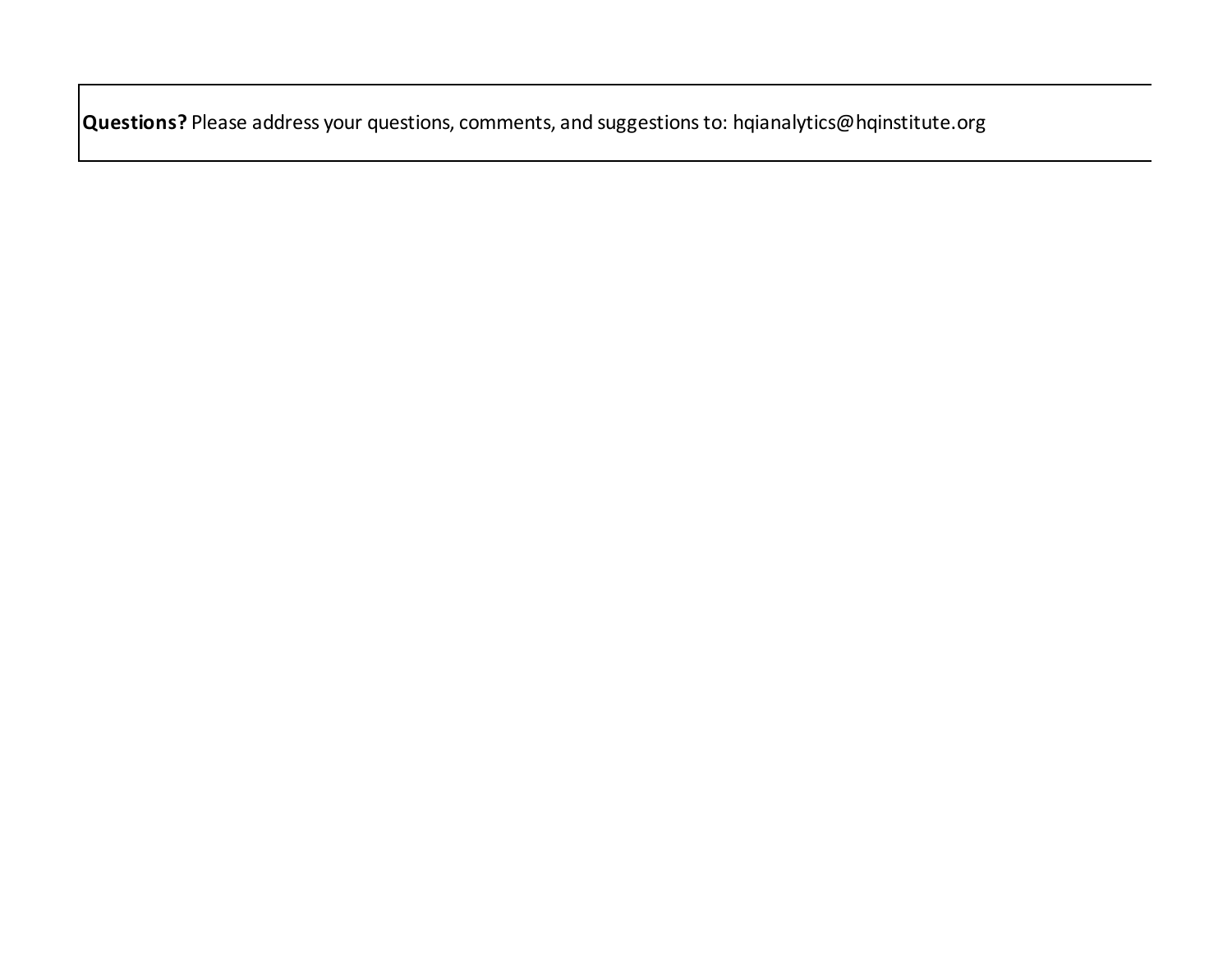**Questions?** Please address your questions, comments, and suggestions to: hqianalytics@hqinstitute.org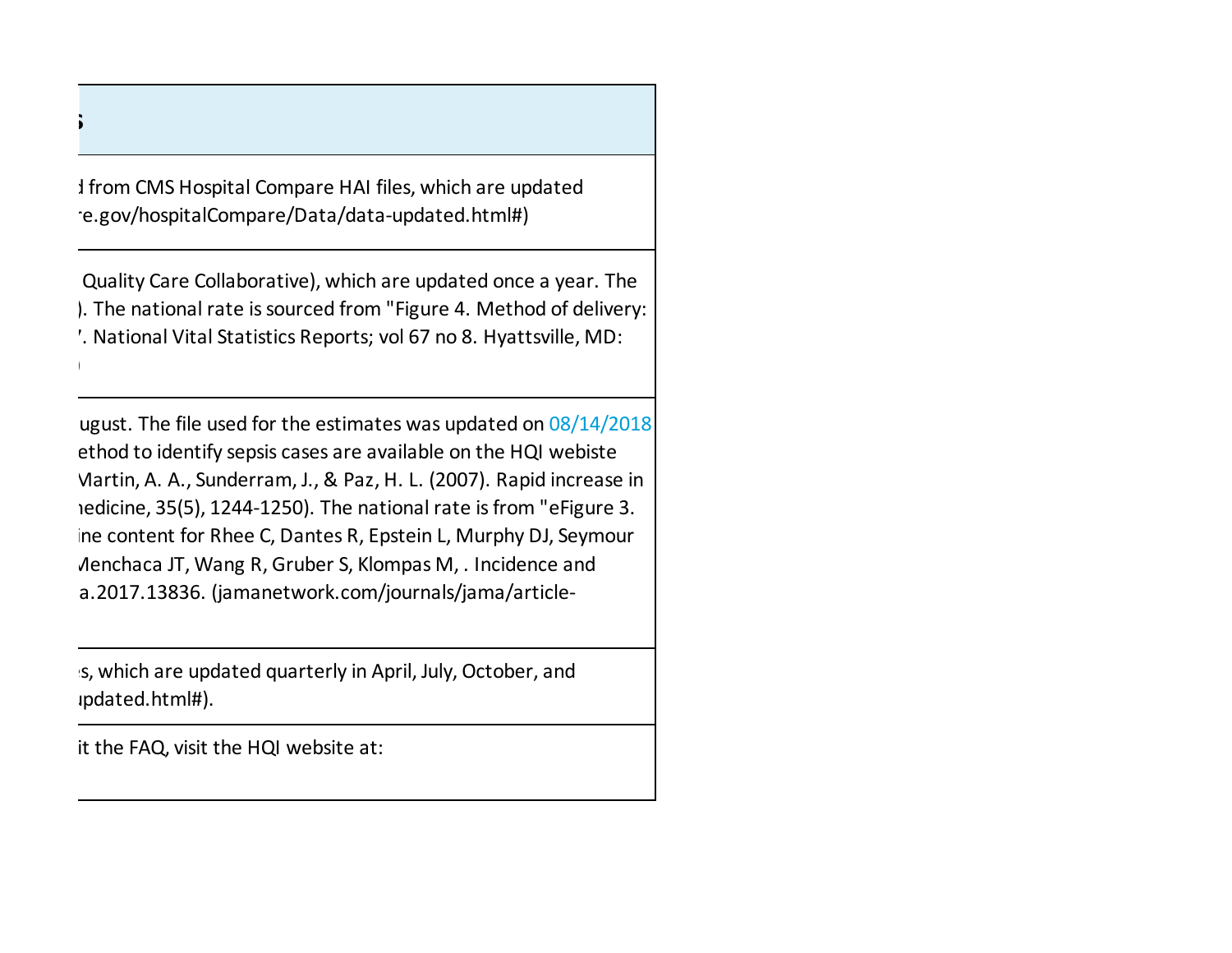| s |
| --- |
| d from CMS Hospital Compare HAI files, which are updated<br>re.gov/hospitalCompare/Data/data-updated.html#) |
| Quality Care Collaborative), which are updated once a year. The<br>). The national rate is sourced from "Figure 4. Method of delivery:<br>7. National Vital Statistics Reports; vol 67 no 8. Hyattsville, MD: |
| ugust. The file used for the estimates was updated on 08/14/2018<br>ethod to identify sepsis cases are available on the HQI webiste<br>Martin, A. A., Sunderram, J., & Paz, H. L. (2007). Rapid increase in<br>nedicine, 35(5), 1244-1250). The national rate is from "eFigure 3.<br>ine content for Rhee C, Dantes R, Epstein L, Murphy DJ, Seymour<br>Menchaca JT, Wang R, Gruber S, Klompas M, . Incidence and<br>a.2017.13836. (jamanetwork.com/journals/jama/article- |
| s, which are updated quarterly in April, July, October, and<br>updated.html#). |
| it the FAQ, visit the HQI website at: |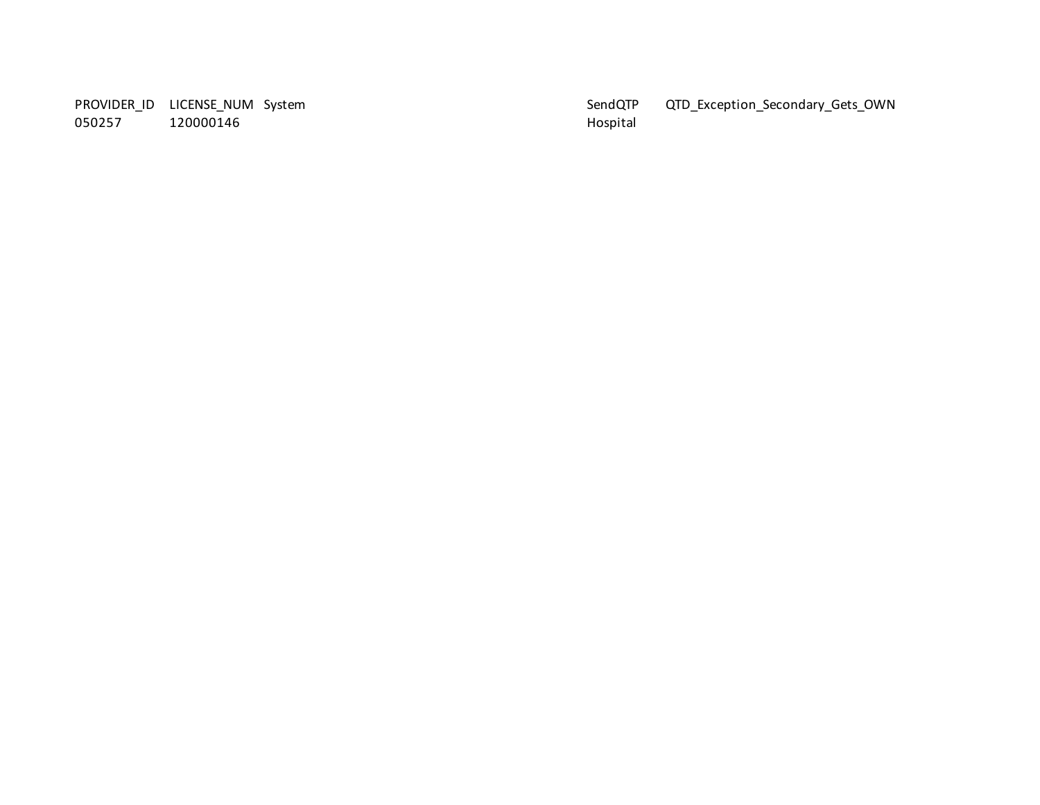| PROVIDER_ID | LICENSE_NUM | System | SendQTP | QTD_Exception_Secondary_Gets_OWN |
|---|---|---|---|---|
| 050257 | 120000146 | | Hospital | |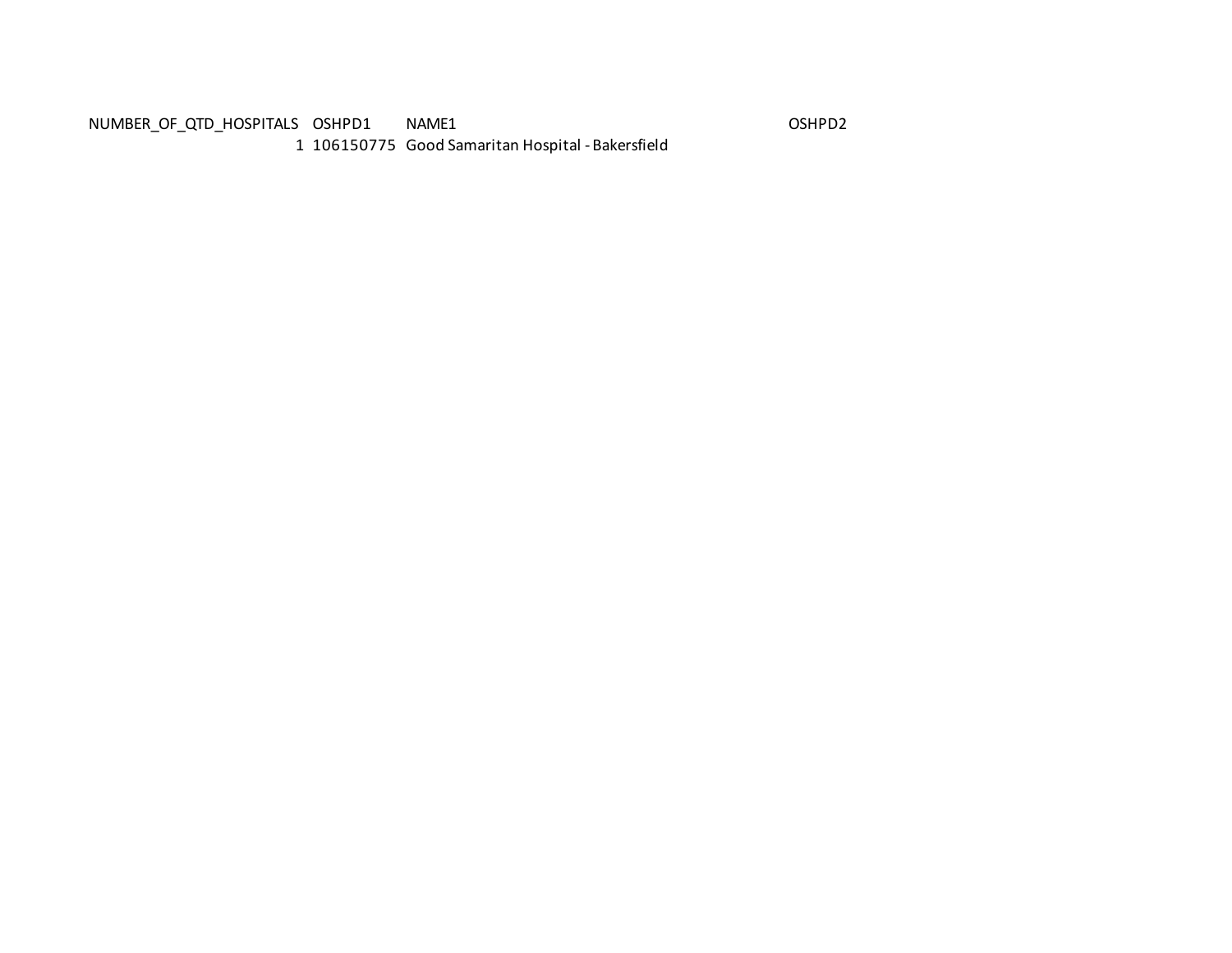| NUMBER_OF_QTD_HOSPITALS | OSHPD1 | NAME1 | OSHPD2 |
| --- | --- | --- | --- |
| 1 | 106150775 | Good Samaritan Hospital - Bakersfield | |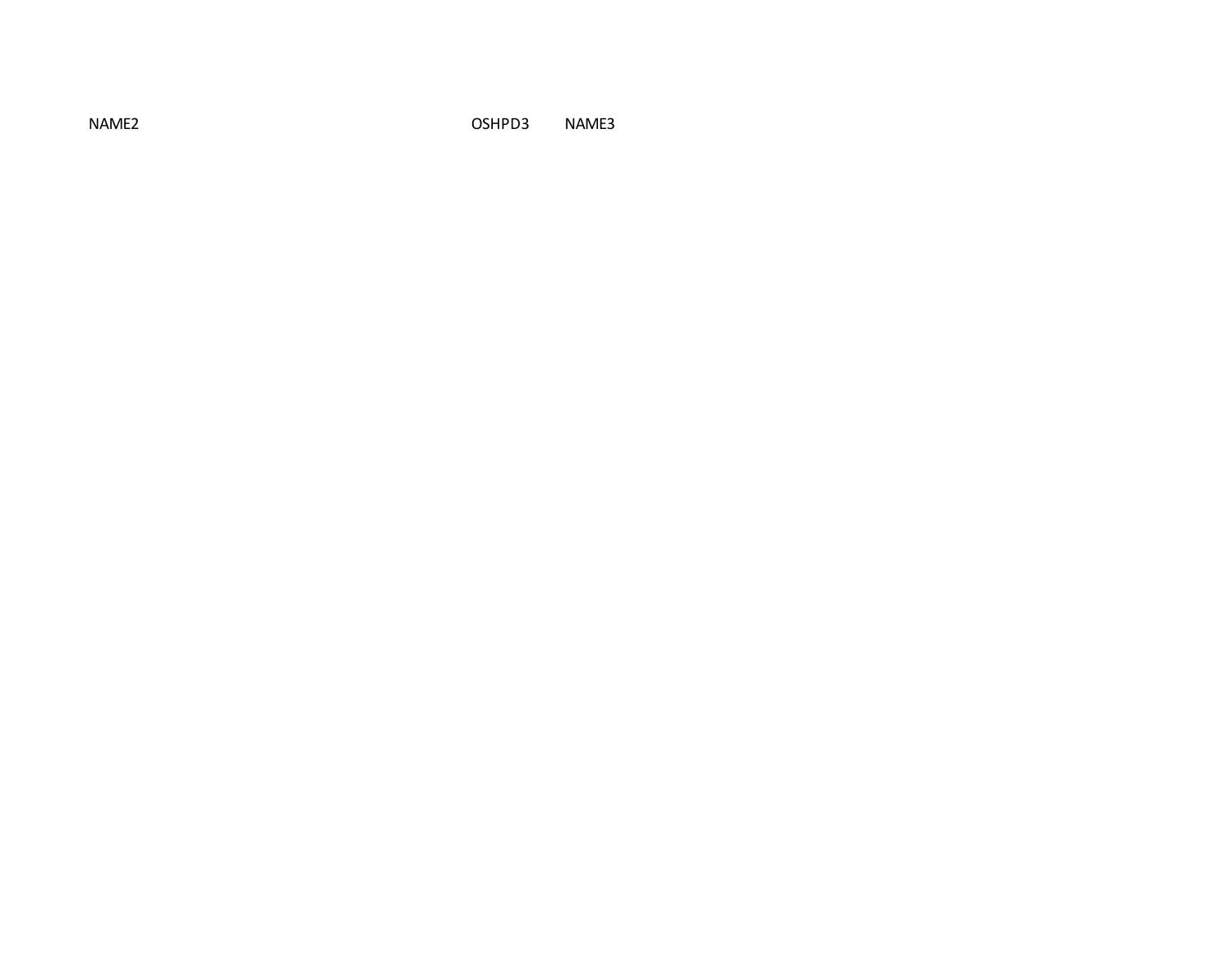| NAME2 | OSHPD3 | NAME3 |
| --- | --- | --- |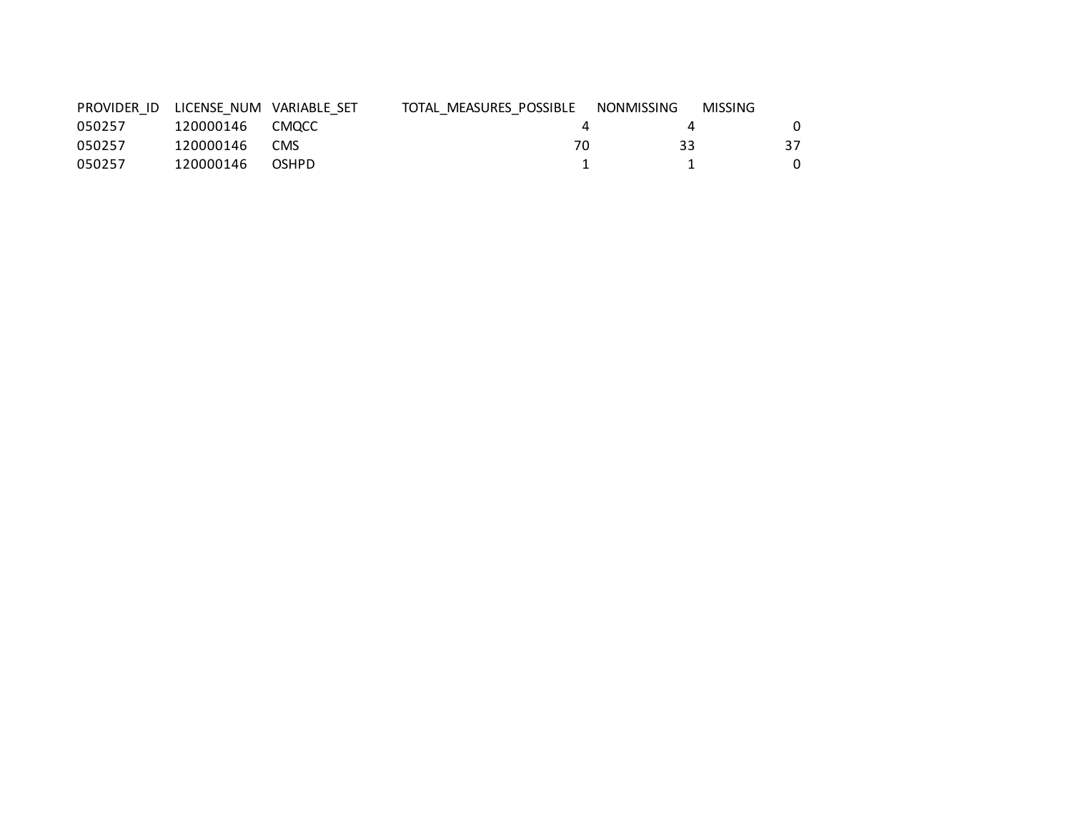| PROVIDER_ID | LICENSE_NUM | VARIABLE_SET | TOTAL_MEASURES_POSSIBLE | NONMISSING | MISSING |
| --- | --- | --- | --- | --- | --- |
| 050257 | 120000146 | CMQCC | 4 | 4 | 0 |
| 050257 | 120000146 | CMS | 70 | 33 | 37 |
| 050257 | 120000146 | OSHPD | 1 | 1 | 0 |